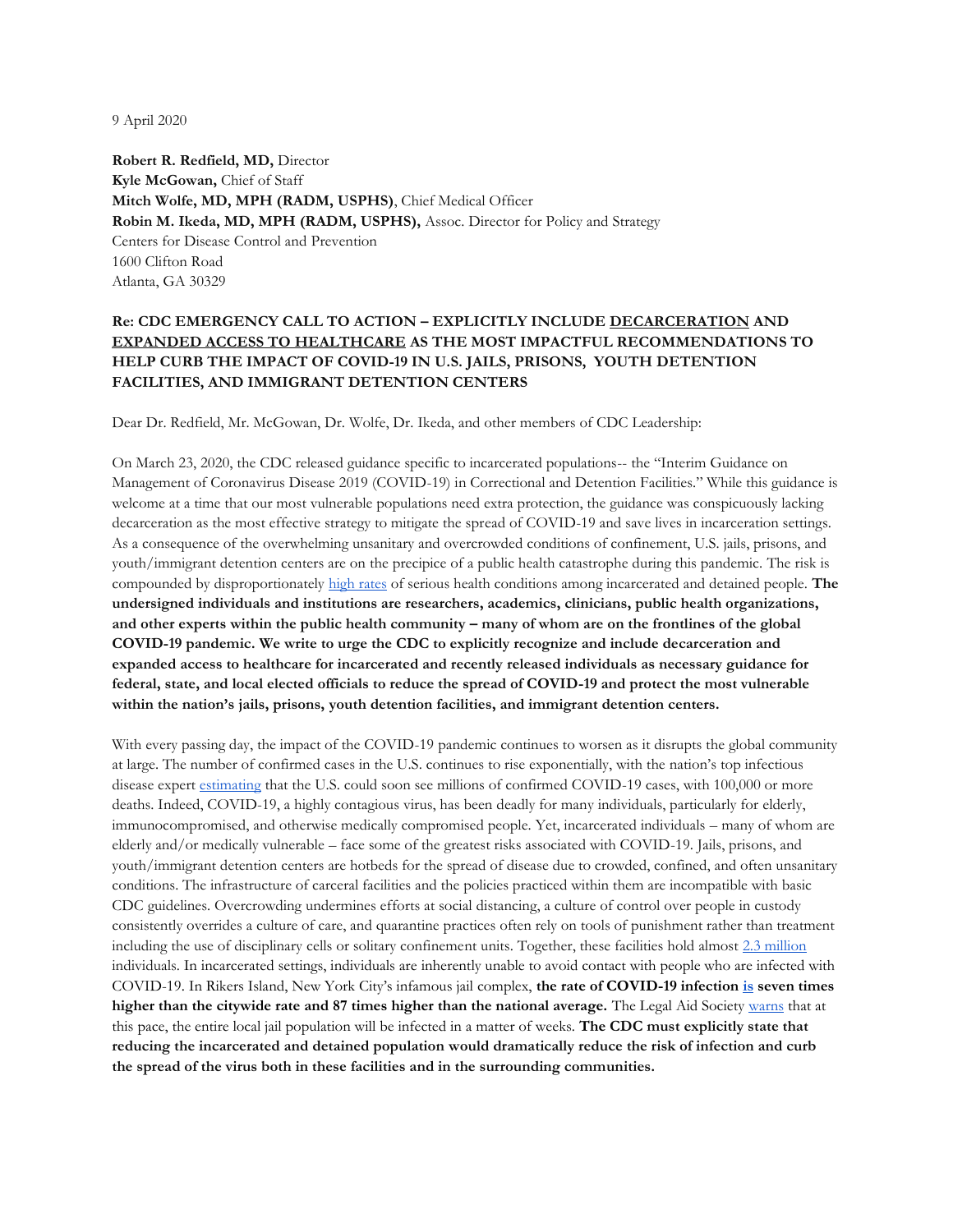9 April 2020

**Robert R. Redfield, MD,** Director
**Kyle McGowan,** Chief of Staff
**Mitch Wolfe, MD, MPH (RADM, USPHS)**, Chief Medical Officer
**Robin M. Ikeda, MD, MPH (RADM, USPHS),** Assoc. Director for Policy and Strategy
Centers for Disease Control and Prevention
1600 Clifton Road
Atlanta, GA 30329

**Re: CDC EMERGENCY CALL TO ACTION – EXPLICITLY INCLUDE DECARCERATION AND EXPANDED ACCESS TO HEALTHCARE AS THE MOST IMPACTFUL RECOMMENDATIONS TO HELP CURB THE IMPACT OF COVID-19 IN U.S. JAILS, PRISONS, YOUTH DETENTION FACILITIES, AND IMMIGRANT DETENTION CENTERS**

Dear Dr. Redfield, Mr. McGowan, Dr. Wolfe, Dr. Ikeda, and other members of CDC Leadership:

On March 23, 2020, the CDC released guidance specific to incarcerated populations-- the "Interim Guidance on Management of Coronavirus Disease 2019 (COVID-19) in Correctional and Detention Facilities." While this guidance is welcome at a time that our most vulnerable populations need extra protection, the guidance was conspicuously lacking decarceration as the most effective strategy to mitigate the spread of COVID-19 and save lives in incarceration settings. As a consequence of the overwhelming unsanitary and overcrowded conditions of confinement, U.S. jails, prisons, and youth/immigrant detention centers are on the precipice of a public health catastrophe during this pandemic. The risk is compounded by disproportionately high rates of serious health conditions among incarcerated and detained people. **The undersigned individuals and institutions are researchers, academics, clinicians, public health organizations, and other experts within the public health community – many of whom are on the frontlines of the global COVID-19 pandemic. We write to urge the CDC to explicitly recognize and include decarceration and expanded access to healthcare for incarcerated and recently released individuals as necessary guidance for federal, state, and local elected officials to reduce the spread of COVID-19 and protect the most vulnerable within the nation's jails, prisons, youth detention facilities, and immigrant detention centers.**

With every passing day, the impact of the COVID-19 pandemic continues to worsen as it disrupts the global community at large. The number of confirmed cases in the U.S. continues to rise exponentially, with the nation's top infectious disease expert estimating that the U.S. could soon see millions of confirmed COVID-19 cases, with 100,000 or more deaths. Indeed, COVID-19, a highly contagious virus, has been deadly for many individuals, particularly for elderly, immunocompromised, and otherwise medically compromised people. Yet, incarcerated individuals – many of whom are elderly and/or medically vulnerable – face some of the greatest risks associated with COVID-19. Jails, prisons, and youth/immigrant detention centers are hotbeds for the spread of disease due to crowded, confined, and often unsanitary conditions. The infrastructure of carceral facilities and the policies practiced within them are incompatible with basic CDC guidelines. Overcrowding undermines efforts at social distancing, a culture of control over people in custody consistently overrides a culture of care, and quarantine practices often rely on tools of punishment rather than treatment including the use of disciplinary cells or solitary confinement units. Together, these facilities hold almost 2.3 million individuals. In incarcerated settings, individuals are inherently unable to avoid contact with people who are infected with COVID-19. In Rikers Island, New York City's infamous jail complex, **the rate of COVID-19 infection is seven times higher than the citywide rate and 87 times higher than the national average.** The Legal Aid Society warns that at this pace, the entire local jail population will be infected in a matter of weeks. **The CDC must explicitly state that reducing the incarcerated and detained population would dramatically reduce the risk of infection and curb the spread of the virus both in these facilities and in the surrounding communities.**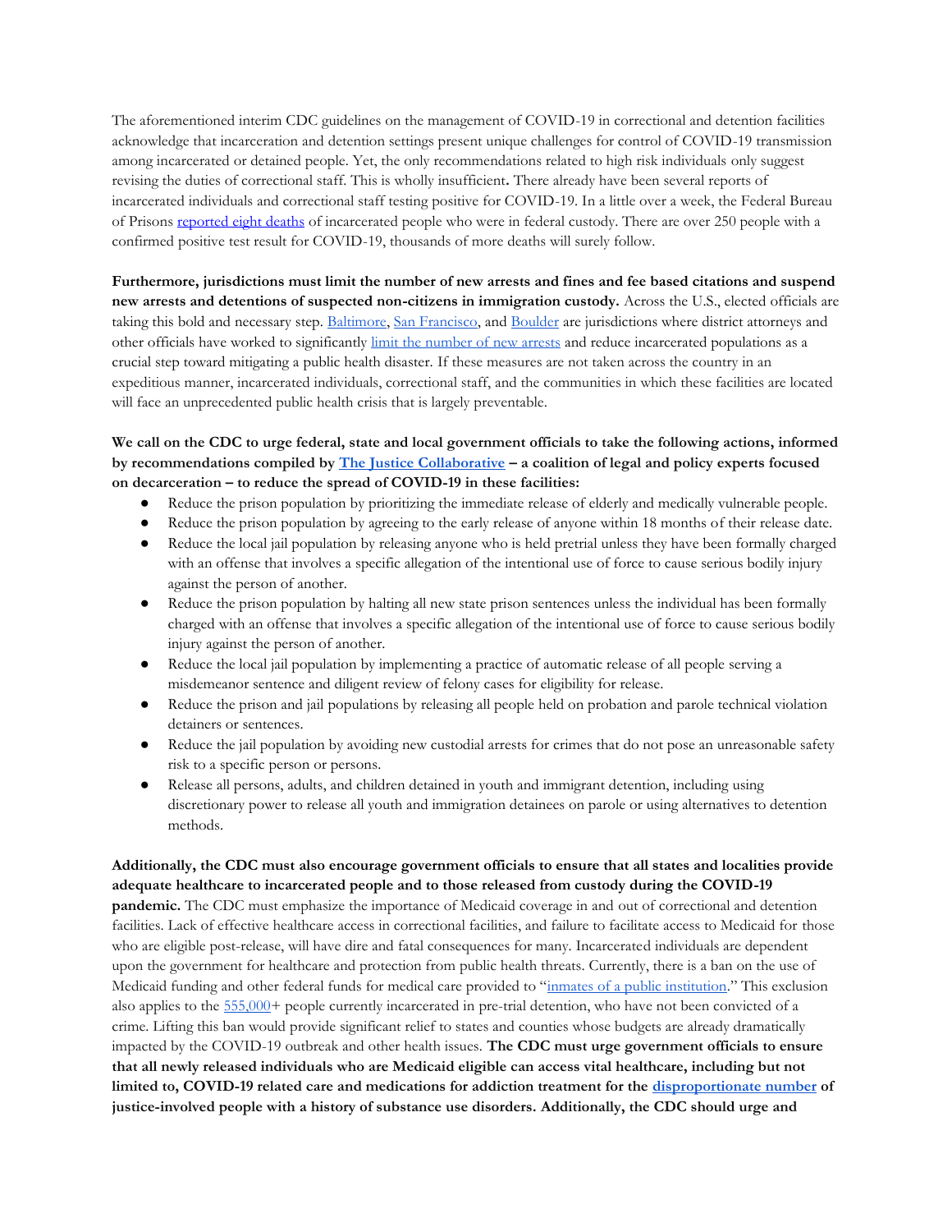The aforementioned interim CDC guidelines on the management of COVID-19 in correctional and detention facilities acknowledge that incarceration and detention settings present unique challenges for control of COVID-19 transmission among incarcerated or detained people. Yet, the only recommendations related to high risk individuals only suggest revising the duties of correctional staff. This is wholly insufficient**.** There already have been several reports of incarcerated individuals and correctional staff testing positive for COVID-19. In a little over a week, the Federal Bureau of Prisons reported eight deaths of incarcerated people who were in federal custody. There are over 250 people with a confirmed positive test result for COVID-19, thousands of more deaths will surely follow.

**Furthermore, jurisdictions must limit the number of new arrests and fines and fee based citations and suspend new arrests and detentions of suspected non-citizens in immigration custody.** Across the U.S., elected officials are taking this bold and necessary step. Baltimore, San Francisco, and Boulder are jurisdictions where district attorneys and other officials have worked to significantly limit the number of new arrests and reduce incarcerated populations as a crucial step toward mitigating a public health disaster. If these measures are not taken across the country in an expeditious manner, incarcerated individuals, correctional staff, and the communities in which these facilities are located will face an unprecedented public health crisis that is largely preventable.

**We call on the CDC to urge federal, state and local government officials to take the following actions, informed by recommendations compiled by The Justice Collaborative – a coalition of legal and policy experts focused on decarceration – to reduce the spread of COVID-19 in these facilities:**

- Reduce the prison population by prioritizing the immediate release of elderly and medically vulnerable people.
- Reduce the prison population by agreeing to the early release of anyone within 18 months of their release date.
- Reduce the local jail population by releasing anyone who is held pretrial unless they have been formally charged with an offense that involves a specific allegation of the intentional use of force to cause serious bodily injury against the person of another.
- Reduce the prison population by halting all new state prison sentences unless the individual has been formally charged with an offense that involves a specific allegation of the intentional use of force to cause serious bodily injury against the person of another.
- Reduce the local jail population by implementing a practice of automatic release of all people serving a misdemeanor sentence and diligent review of felony cases for eligibility for release.
- Reduce the prison and jail populations by releasing all people held on probation and parole technical violation detainers or sentences.
- Reduce the jail population by avoiding new custodial arrests for crimes that do not pose an unreasonable safety risk to a specific person or persons.
- Release all persons, adults, and children detained in youth and immigrant detention, including using discretionary power to release all youth and immigration detainees on parole or using alternatives to detention methods.

**Additionally, the CDC must also encourage government officials to ensure that all states and localities provide adequate healthcare to incarcerated people and to those released from custody during the COVID-19 pandemic.** The CDC must emphasize the importance of Medicaid coverage in and out of correctional and detention facilities. Lack of effective healthcare access in correctional facilities, and failure to facilitate access to Medicaid for those who are eligible post-release, will have dire and fatal consequences for many. Incarcerated individuals are dependent upon the government for healthcare and protection from public health threats. Currently, there is a ban on the use of Medicaid funding and other federal funds for medical care provided to "inmates of a public institution." This exclusion also applies to the 555,000+ people currently incarcerated in pre-trial detention, who have not been convicted of a crime. Lifting this ban would provide significant relief to states and counties whose budgets are already dramatically impacted by the COVID-19 outbreak and other health issues. **The CDC must urge government officials to ensure that all newly released individuals who are Medicaid eligible can access vital healthcare, including but not limited to, COVID-19 related care and medications for addiction treatment for the disproportionate number of justice-involved people with a history of substance use disorders. Additionally, the CDC should urge and**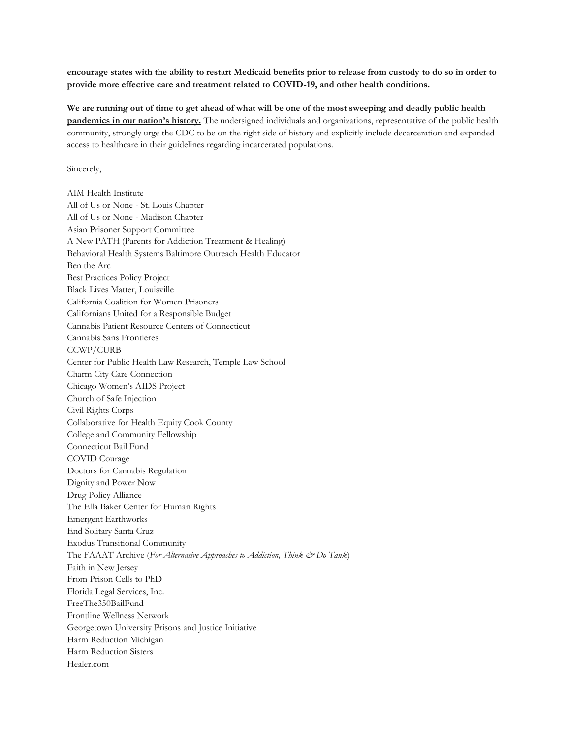**encourage states with the ability to restart Medicaid benefits prior to release from custody to do so in order to provide more effective care and treatment related to COVID-19, and other health conditions.**

**<u>We are running out of time to get ahead of what will be one of the most sweeping and deadly public health pandemics in our nation's history.</u>** The undersigned individuals and organizations, representative of the public health community, strongly urge the CDC to be on the right side of history and explicitly include decarceration and expanded access to healthcare in their guidelines regarding incarcerated populations.

Sincerely,

AIM Health Institute
All of Us or None - St. Louis Chapter
All of Us or None - Madison Chapter
Asian Prisoner Support Committee
A New PATH (Parents for Addiction Treatment & Healing)
Behavioral Health Systems Baltimore Outreach Health Educator
Ben the Arc
Best Practices Policy Project
Black Lives Matter, Louisville
California Coalition for Women Prisoners
Californians United for a Responsible Budget
Cannabis Patient Resource Centers of Connecticut
Cannabis Sans Frontieres
CCWP/CURB
Center for Public Health Law Research, Temple Law School
Charm City Care Connection
Chicago Women's AIDS Project
Church of Safe Injection
Civil Rights Corps
Collaborative for Health Equity Cook County
College and Community Fellowship
Connecticut Bail Fund
COVID Courage
Doctors for Cannabis Regulation
Dignity and Power Now
Drug Policy Alliance
The Ella Baker Center for Human Rights
Emergent Earthworks
End Solitary Santa Cruz
Exodus Transitional Community
The FAAAT Archive (*For Alternative Approaches to Addiction, Think & Do Tank*)
Faith in New Jersey
From Prison Cells to PhD
Florida Legal Services, Inc.
FreeThe350BailFund
Frontline Wellness Network
Georgetown University Prisons and Justice Initiative
Harm Reduction Michigan
Harm Reduction Sisters
Healer.com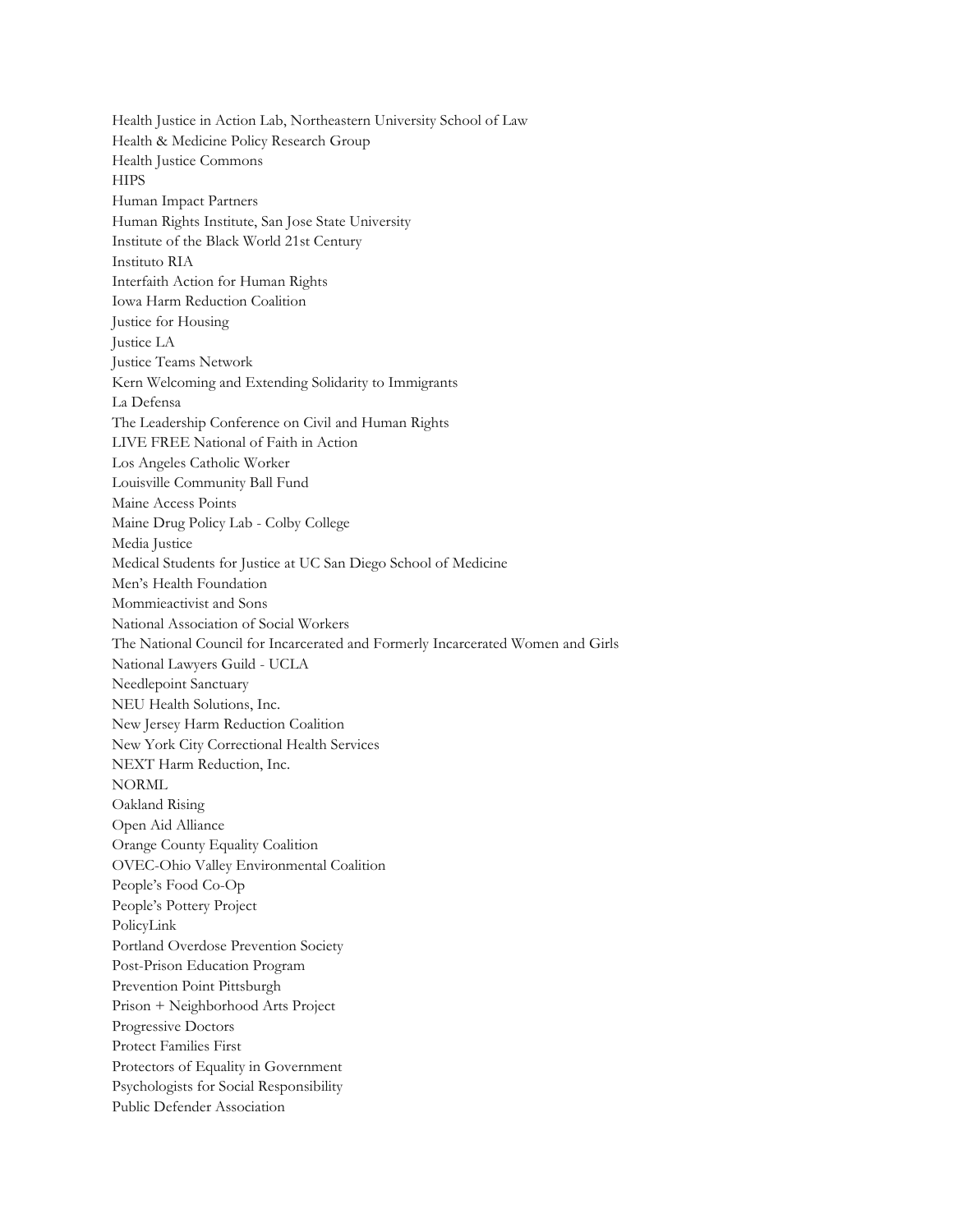Health Justice in Action Lab, Northeastern University School of Law
Health & Medicine Policy Research Group
Health Justice Commons
HIPS
Human Impact Partners
Human Rights Institute, San Jose State University
Institute of the Black World 21st Century
Instituto RIA
Interfaith Action for Human Rights
Iowa Harm Reduction Coalition
Justice for Housing
Justice LA
Justice Teams Network
Kern Welcoming and Extending Solidarity to Immigrants
La Defensa
The Leadership Conference on Civil and Human Rights
LIVE FREE National of Faith in Action
Los Angeles Catholic Worker
Louisville Community Ball Fund
Maine Access Points
Maine Drug Policy Lab - Colby College
Media Justice
Medical Students for Justice at UC San Diego School of Medicine
Men's Health Foundation
Mommieactivist and Sons
National Association of Social Workers
The National Council for Incarcerated and Formerly Incarcerated Women and Girls
National Lawyers Guild - UCLA
Needlepoint Sanctuary
NEU Health Solutions, Inc.
New Jersey Harm Reduction Coalition
New York City Correctional Health Services
NEXT Harm Reduction, Inc.
NORML
Oakland Rising
Open Aid Alliance
Orange County Equality Coalition
OVEC-Ohio Valley Environmental Coalition
People's Food Co-Op
People's Pottery Project
PolicyLink
Portland Overdose Prevention Society
Post-Prison Education Program
Prevention Point Pittsburgh
Prison + Neighborhood Arts Project
Progressive Doctors
Protect Families First
Protectors of Equality in Government
Psychologists for Social Responsibility
Public Defender Association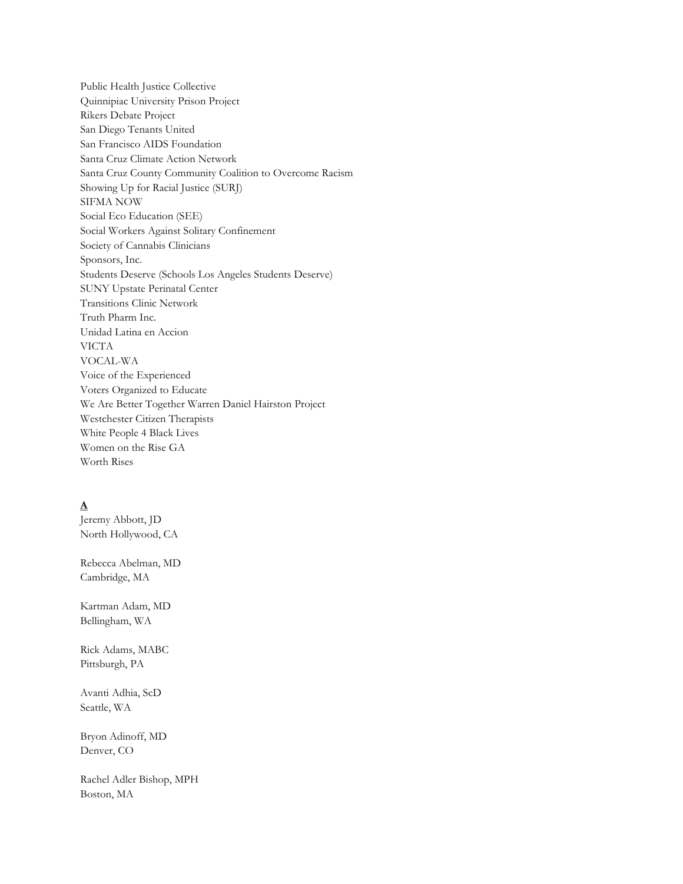Public Health Justice Collective
Quinnipiac University Prison Project
Rikers Debate Project
San Diego Tenants United
San Francisco AIDS Foundation
Santa Cruz Climate Action Network
Santa Cruz County Community Coalition to Overcome Racism
Showing Up for Racial Justice (SURJ)
SIFMA NOW
Social Eco Education (SEE)
Social Workers Against Solitary Confinement
Society of Cannabis Clinicians
Sponsors, Inc.
Students Deserve (Schools Los Angeles Students Deserve)
SUNY Upstate Perinatal Center
Transitions Clinic Network
Truth Pharm Inc.
Unidad Latina en Accion
VICTA
VOCAL-WA
Voice of the Experienced
Voters Organized to Educate
We Are Better Together Warren Daniel Hairston Project
Westchester Citizen Therapists
White People 4 Black Lives
Women on the Rise GA
Worth Rises

**A**

Jeremy Abbott, JD
North Hollywood, CA

Rebecca Abelman, MD
Cambridge, MA

Kartman Adam, MD
Bellingham, WA

Rick Adams, MABC
Pittsburgh, PA

Avanti Adhia, ScD
Seattle, WA

Bryon Adinoff, MD
Denver, CO

Rachel Adler Bishop, MPH
Boston, MA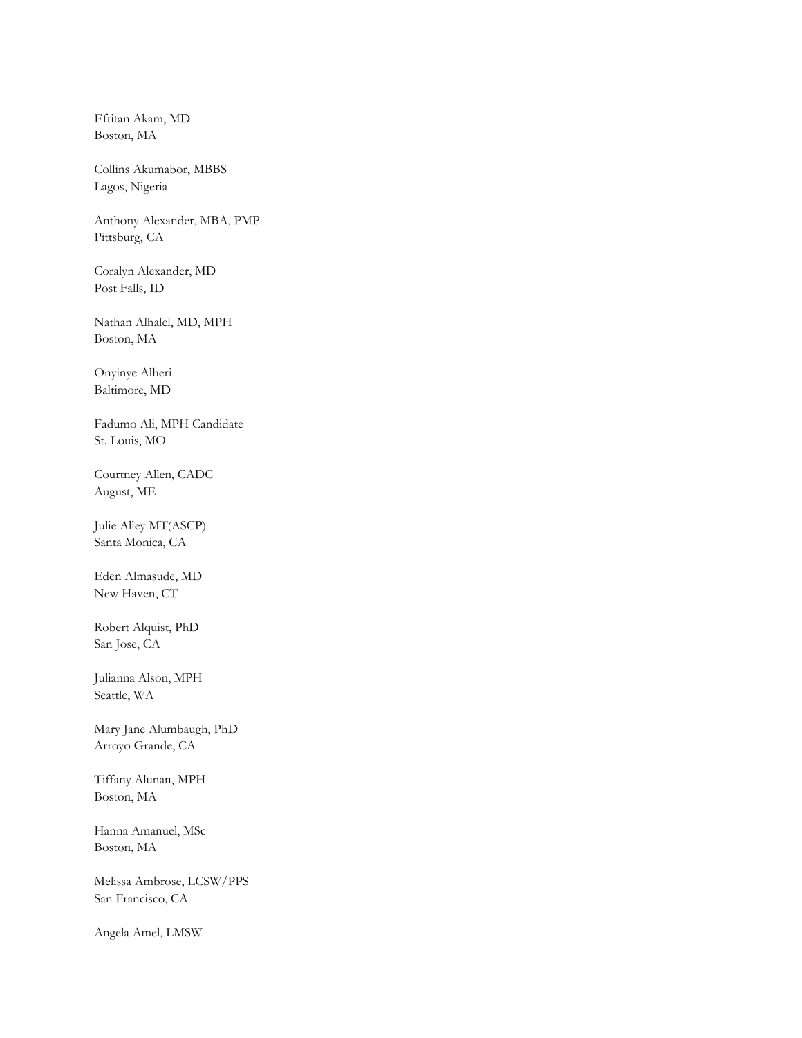Eftitan Akam, MD
Boston, MA

Collins Akumabor, MBBS
Lagos, Nigeria

Anthony Alexander, MBA, PMP
Pittsburg, CA

Coralyn Alexander, MD
Post Falls, ID

Nathan Alhalel, MD, MPH
Boston, MA

Onyinye Alheri
Baltimore, MD

Fadumo Ali, MPH Candidate
St. Louis, MO

Courtney Allen, CADC
August, ME

Julie Alley MT(ASCP)
Santa Monica, CA

Eden Almasude, MD
New Haven, CT

Robert Alquist, PhD
San Jose, CA

Julianna Alson, MPH
Seattle, WA

Mary Jane Alumbaugh, PhD
Arroyo Grande, CA

Tiffany Alunan, MPH
Boston, MA

Hanna Amanuel, MSc
Boston, MA

Melissa Ambrose, LCSW/PPS
San Francisco, CA

Angela Amel, LMSW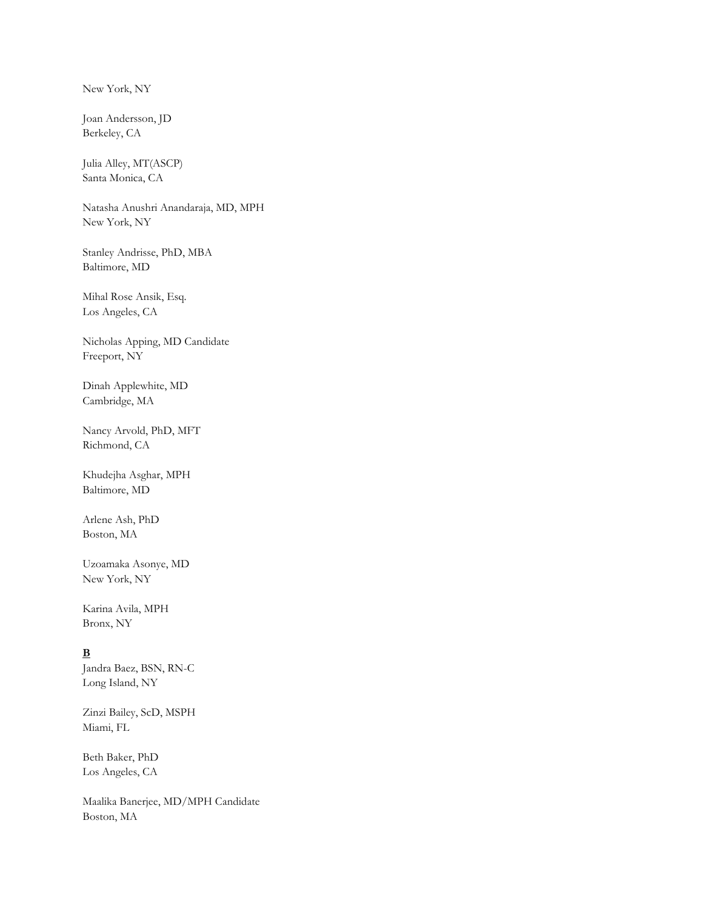New York, NY

Joan Andersson, JD
Berkeley, CA

Julia Alley, MT(ASCP)
Santa Monica, CA

Natasha Anushri Anandaraja, MD, MPH
New York, NY

Stanley Andrisse, PhD, MBA
Baltimore, MD

Mihal Rose Ansik, Esq.
Los Angeles, CA

Nicholas Apping, MD Candidate
Freeport, NY

Dinah Applewhite, MD
Cambridge, MA

Nancy Arvold, PhD, MFT
Richmond, CA

Khudejha Asghar, MPH
Baltimore, MD

Arlene Ash, PhD
Boston, MA

Uzoamaka Asonye, MD
New York, NY

Karina Avila, MPH
Bronx, NY

**B**

Jandra Baez, BSN, RN-C
Long Island, NY

Zinzi Bailey, ScD, MSPH
Miami, FL

Beth Baker, PhD
Los Angeles, CA

Maalika Banerjee, MD/MPH Candidate
Boston, MA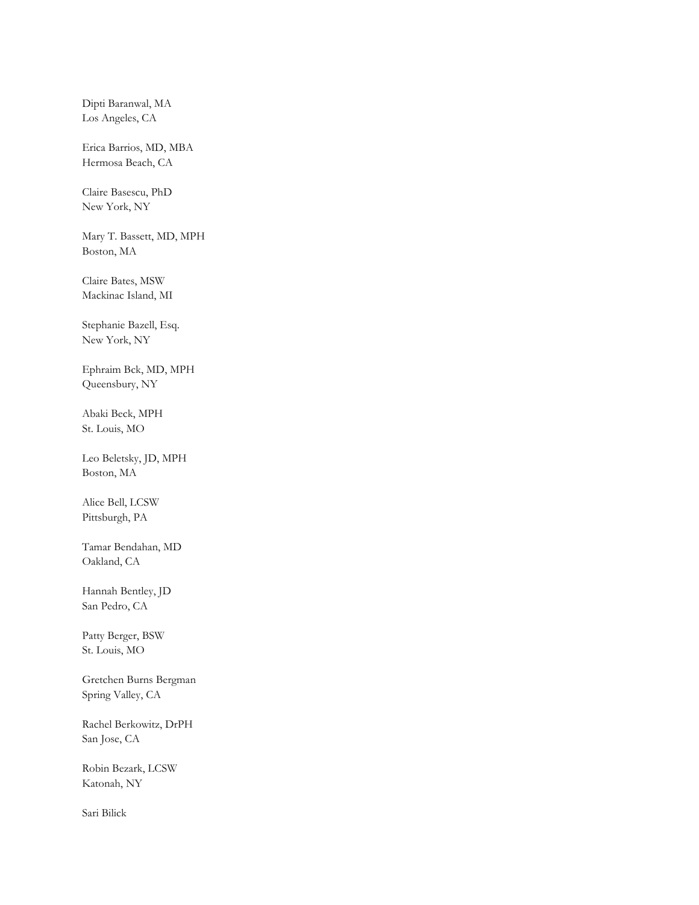Dipti Baranwal, MA
Los Angeles, CA

Erica Barrios, MD, MBA
Hermosa Beach, CA

Claire Basescu, PhD
New York, NY

Mary T. Bassett, MD, MPH
Boston, MA

Claire Bates, MSW
Mackinac Island, MI

Stephanie Bazell, Esq.
New York, NY

Ephraim Bck, MD, MPH
Queensbury, NY

Abaki Beck, MPH
St. Louis, MO

Leo Beletsky, JD, MPH
Boston, MA

Alice Bell, LCSW
Pittsburgh, PA

Tamar Bendahan, MD
Oakland, CA

Hannah Bentley, JD
San Pedro, CA

Patty Berger, BSW
St. Louis, MO

Gretchen Burns Bergman
Spring Valley, CA

Rachel Berkowitz, DrPH
San Jose, CA

Robin Bezark, LCSW
Katonah, NY

Sari Bilick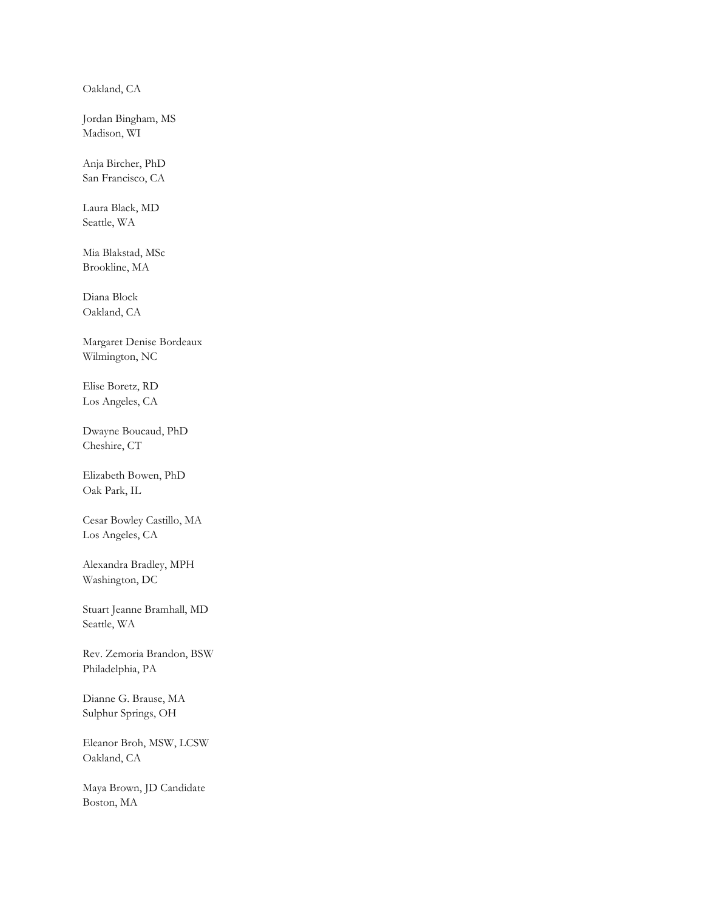Oakland, CA

Jordan Bingham, MS
Madison, WI

Anja Bircher, PhD
San Francisco, CA

Laura Black, MD
Seattle, WA

Mia Blakstad, MSc
Brookline, MA

Diana Block
Oakland, CA

Margaret Denise Bordeaux
Wilmington, NC

Elise Boretz, RD
Los Angeles, CA

Dwayne Boucaud, PhD
Cheshire, CT

Elizabeth Bowen, PhD
Oak Park, IL

Cesar Bowley Castillo, MA
Los Angeles, CA

Alexandra Bradley, MPH
Washington, DC

Stuart Jeanne Bramhall, MD
Seattle, WA

Rev. Zemoria Brandon, BSW
Philadelphia, PA

Dianne G. Brause, MA
Sulphur Springs, OH

Eleanor Broh, MSW, LCSW
Oakland, CA

Maya Brown, JD Candidate
Boston, MA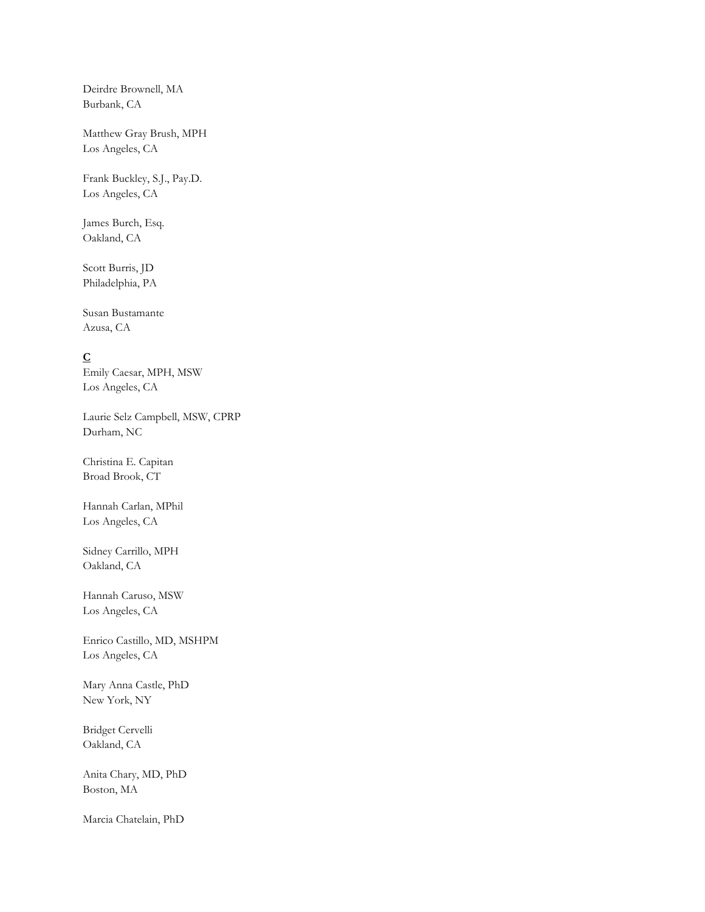Deirdre Brownell, MA
Burbank, CA

Matthew Gray Brush, MPH
Los Angeles, CA

Frank Buckley, S.J., Pay.D.
Los Angeles, CA

James Burch, Esq.
Oakland, CA

Scott Burris, JD
Philadelphia, PA

Susan Bustamante
Azusa, CA

**C**

Emily Caesar, MPH, MSW
Los Angeles, CA

Laurie Selz Campbell, MSW, CPRP
Durham, NC

Christina E. Capitan
Broad Brook, CT

Hannah Carlan, MPhil
Los Angeles, CA

Sidney Carrillo, MPH
Oakland, CA

Hannah Caruso, MSW
Los Angeles, CA

Enrico Castillo, MD, MSHPM
Los Angeles, CA

Mary Anna Castle, PhD
New York, NY

Bridget Cervelli
Oakland, CA

Anita Chary, MD, PhD
Boston, MA

Marcia Chatelain, PhD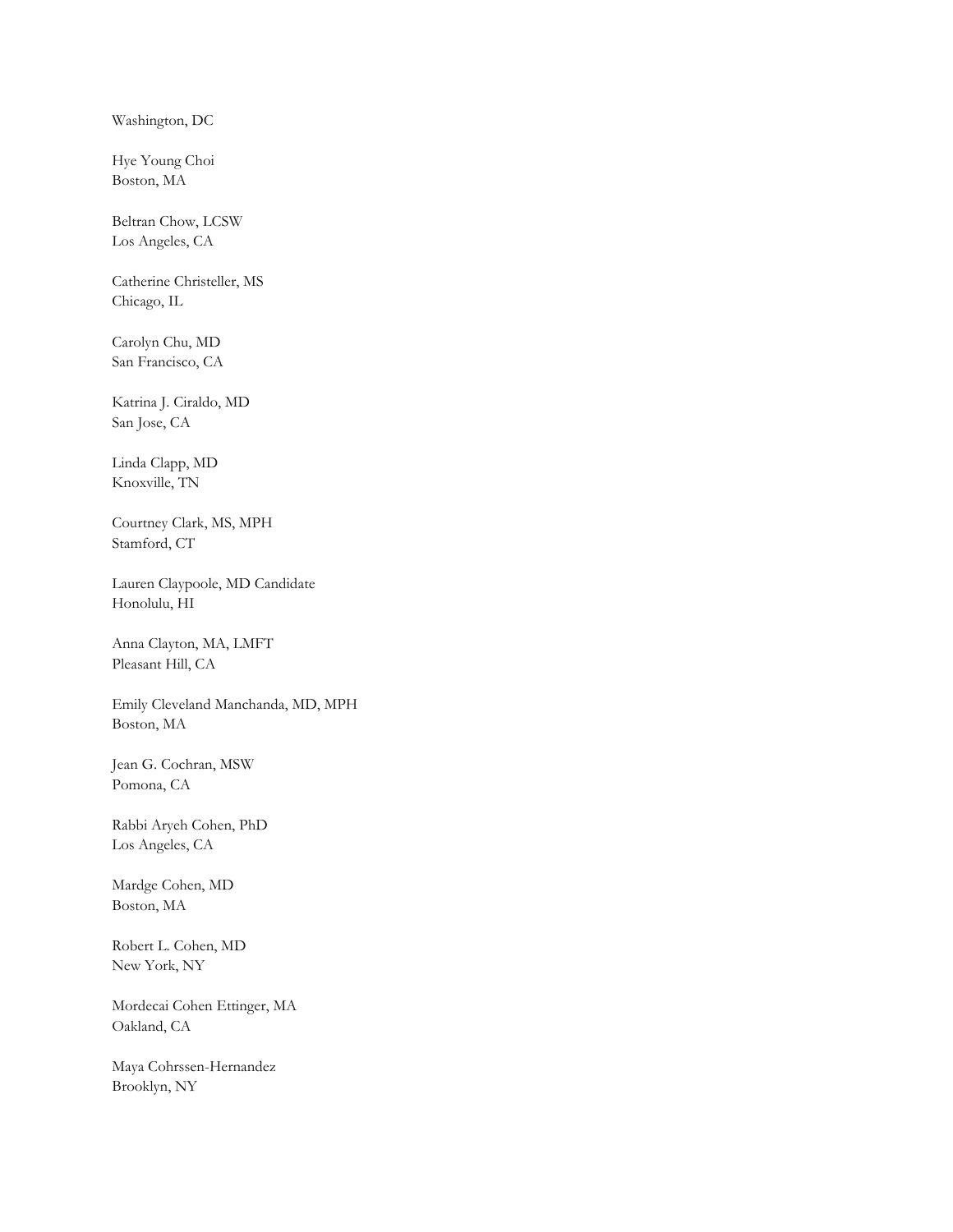Washington, DC

Hye Young Choi
Boston, MA

Beltran Chow, LCSW
Los Angeles, CA

Catherine Christeller, MS
Chicago, IL

Carolyn Chu, MD
San Francisco, CA

Katrina J. Ciraldo, MD
San Jose, CA

Linda Clapp, MD
Knoxville, TN

Courtney Clark, MS, MPH
Stamford, CT

Lauren Claypoole, MD Candidate
Honolulu, HI

Anna Clayton, MA, LMFT
Pleasant Hill, CA

Emily Cleveland Manchanda, MD, MPH
Boston, MA

Jean G. Cochran, MSW
Pomona, CA

Rabbi Aryeh Cohen, PhD
Los Angeles, CA

Mardge Cohen, MD
Boston, MA

Robert L. Cohen, MD
New York, NY

Mordecai Cohen Ettinger, MA
Oakland, CA

Maya Cohrssen-Hernandez
Brooklyn, NY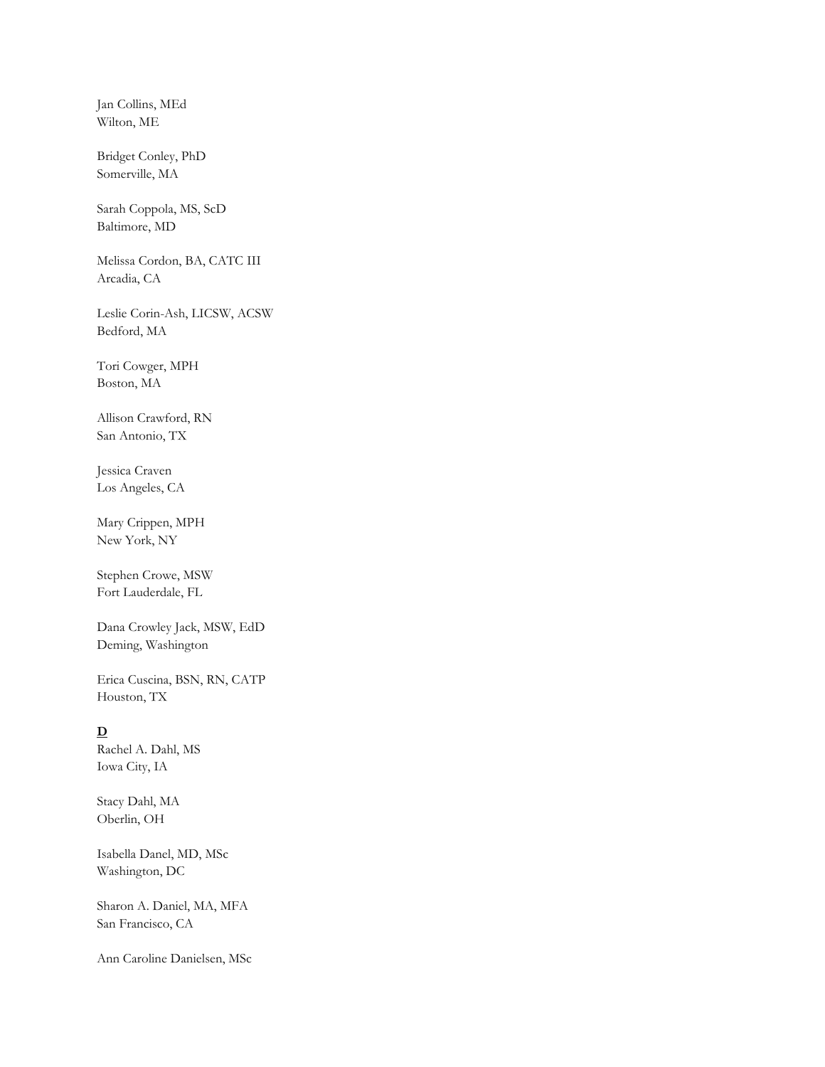Jan Collins, MEd
Wilton, ME

Bridget Conley, PhD
Somerville, MA

Sarah Coppola, MS, ScD
Baltimore, MD

Melissa Cordon, BA, CATC III
Arcadia, CA

Leslie Corin-Ash, LICSW, ACSW
Bedford, MA

Tori Cowger, MPH
Boston, MA

Allison Crawford, RN
San Antonio, TX

Jessica Craven
Los Angeles, CA

Mary Crippen, MPH
New York, NY

Stephen Crowe, MSW
Fort Lauderdale, FL

Dana Crowley Jack, MSW, EdD
Deming, Washington

Erica Cuscina, BSN, RN, CATP
Houston, TX

**D**

Rachel A. Dahl, MS
Iowa City, IA

Stacy Dahl, MA
Oberlin, OH

Isabella Danel, MD, MSc
Washington, DC

Sharon A. Daniel, MA, MFA
San Francisco, CA

Ann Caroline Danielsen, MSc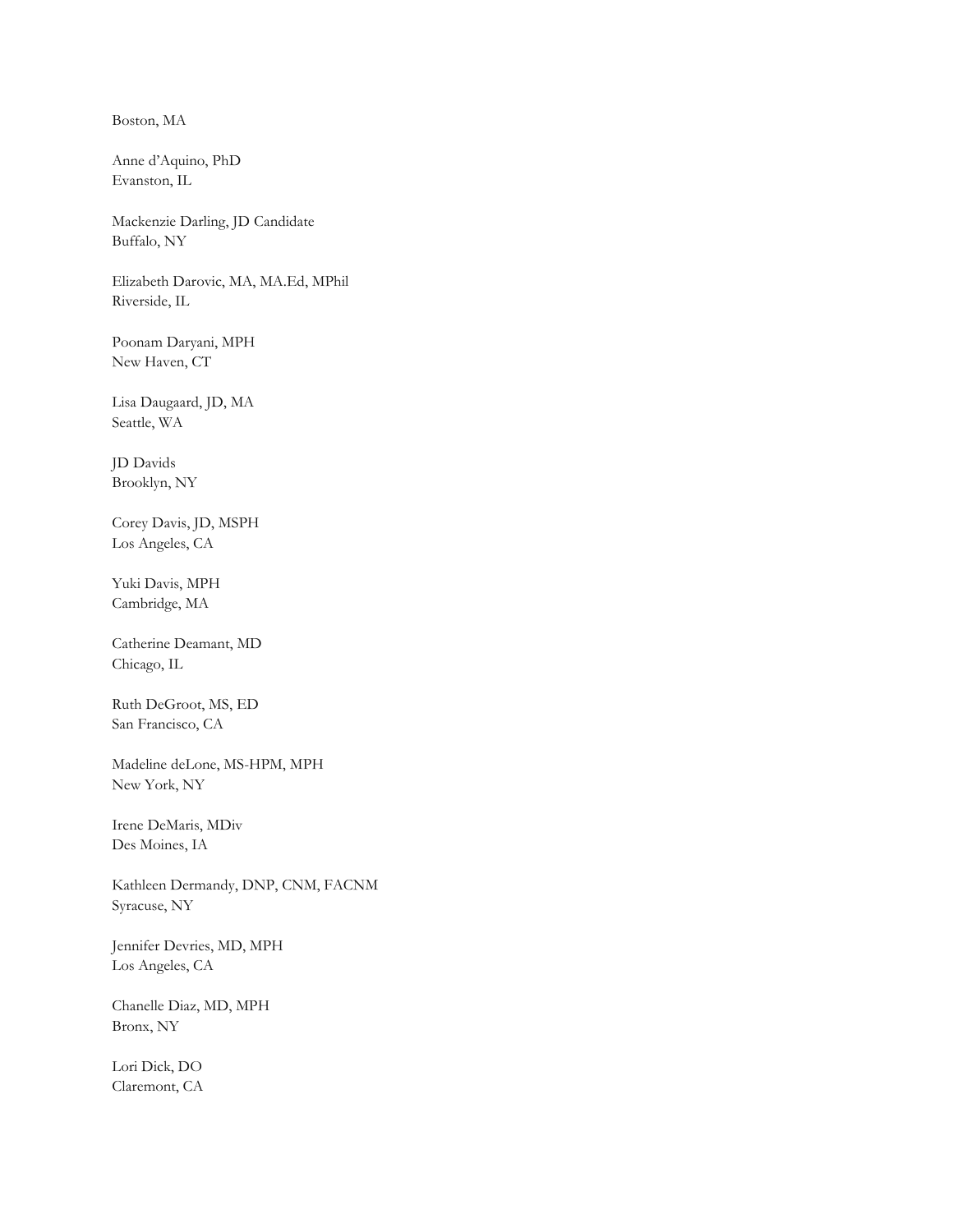Boston, MA

Anne d'Aquino, PhD
Evanston, IL

Mackenzie Darling, JD Candidate
Buffalo, NY

Elizabeth Darovic, MA, MA.Ed, MPhil
Riverside, IL

Poonam Daryani, MPH
New Haven, CT

Lisa Daugaard, JD, MA
Seattle, WA

JD Davids
Brooklyn, NY

Corey Davis, JD, MSPH
Los Angeles, CA

Yuki Davis, MPH
Cambridge, MA

Catherine Deamant, MD
Chicago, IL

Ruth DeGroot, MS, ED
San Francisco, CA

Madeline deLone, MS-HPM, MPH
New York, NY

Irene DeMaris, MDiv
Des Moines, IA

Kathleen Dermandy, DNP, CNM, FACNM
Syracuse, NY

Jennifer Devries, MD, MPH
Los Angeles, CA

Chanelle Diaz, MD, MPH
Bronx, NY

Lori Dick, DO
Claremont, CA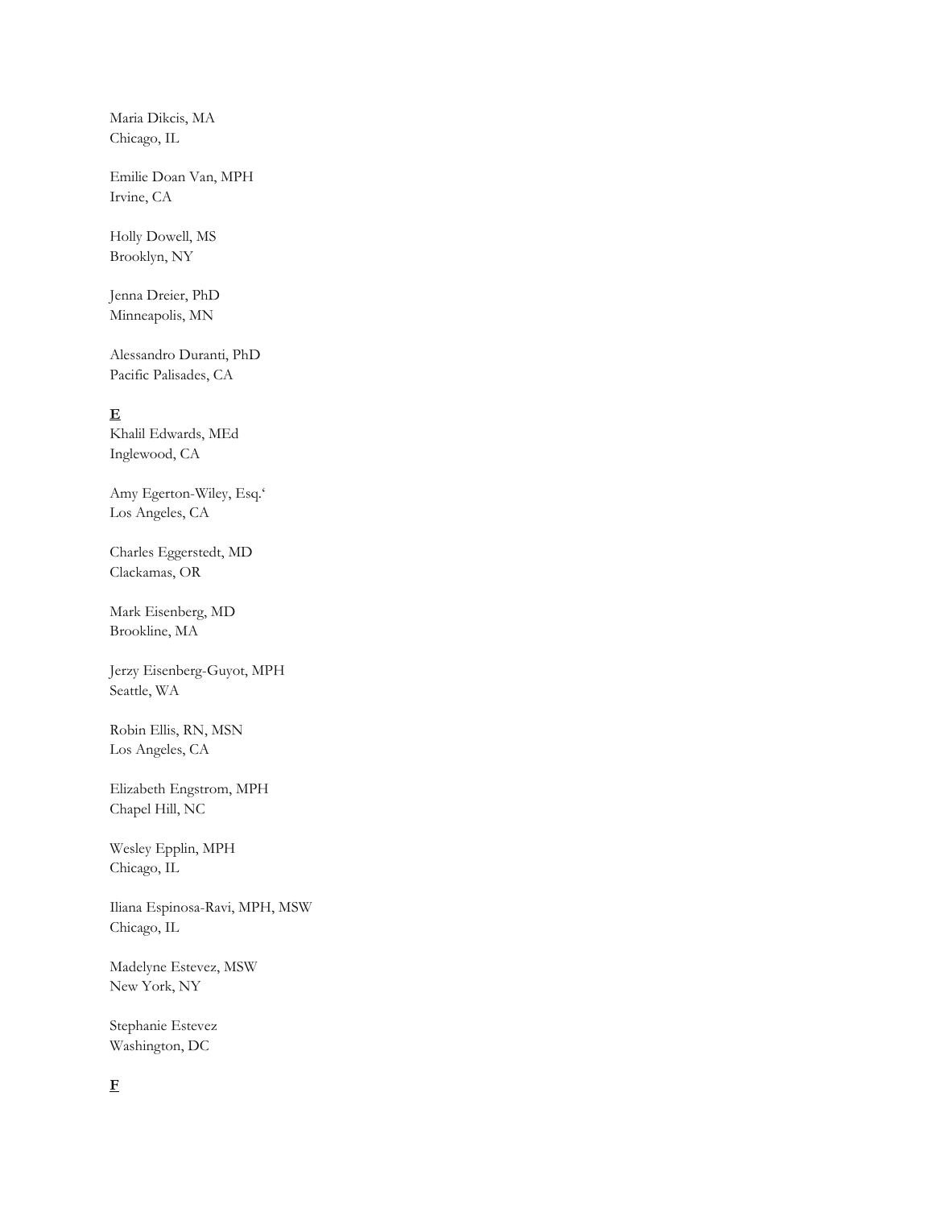Maria Dikcis, MA
Chicago, IL

Emilie Doan Van, MPH
Irvine, CA

Holly Dowell, MS
Brooklyn, NY

Jenna Dreier, PhD
Minneapolis, MN

Alessandro Duranti, PhD
Pacific Palisades, CA

**E**

Khalil Edwards, MEd
Inglewood, CA

Amy Egerton-Wiley, Esq.'
Los Angeles, CA

Charles Eggerstedt, MD
Clackamas, OR

Mark Eisenberg, MD
Brookline, MA

Jerzy Eisenberg-Guyot, MPH
Seattle, WA

Robin Ellis, RN, MSN
Los Angeles, CA

Elizabeth Engstrom, MPH
Chapel Hill, NC

Wesley Epplin, MPH
Chicago, IL

Iliana Espinosa-Ravi, MPH, MSW
Chicago, IL

Madelyne Estevez, MSW
New York, NY

Stephanie Estevez
Washington, DC

**F**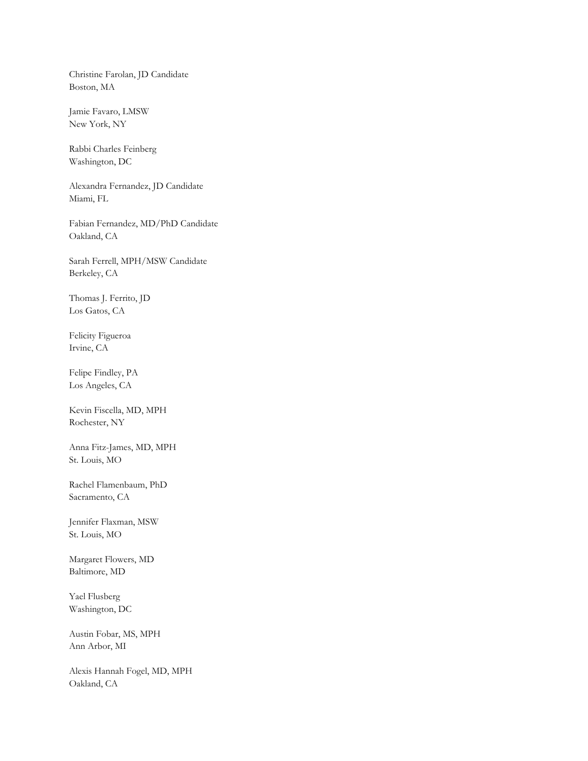Christine Farolan, JD Candidate
Boston, MA

Jamie Favaro, LMSW
New York, NY

Rabbi Charles Feinberg
Washington, DC

Alexandra Fernandez, JD Candidate
Miami, FL

Fabian Fernandez, MD/PhD Candidate
Oakland, CA

Sarah Ferrell, MPH/MSW Candidate
Berkeley, CA

Thomas J. Ferrito, JD
Los Gatos, CA

Felicity Figueroa
Irvine, CA

Felipe Findley, PA
Los Angeles, CA

Kevin Fiscella, MD, MPH
Rochester, NY

Anna Fitz-James, MD, MPH
St. Louis, MO

Rachel Flamenbaum, PhD
Sacramento, CA

Jennifer Flaxman, MSW
St. Louis, MO

Margaret Flowers, MD
Baltimore, MD

Yael Flusberg
Washington, DC

Austin Fobar, MS, MPH
Ann Arbor, MI

Alexis Hannah Fogel, MD, MPH
Oakland, CA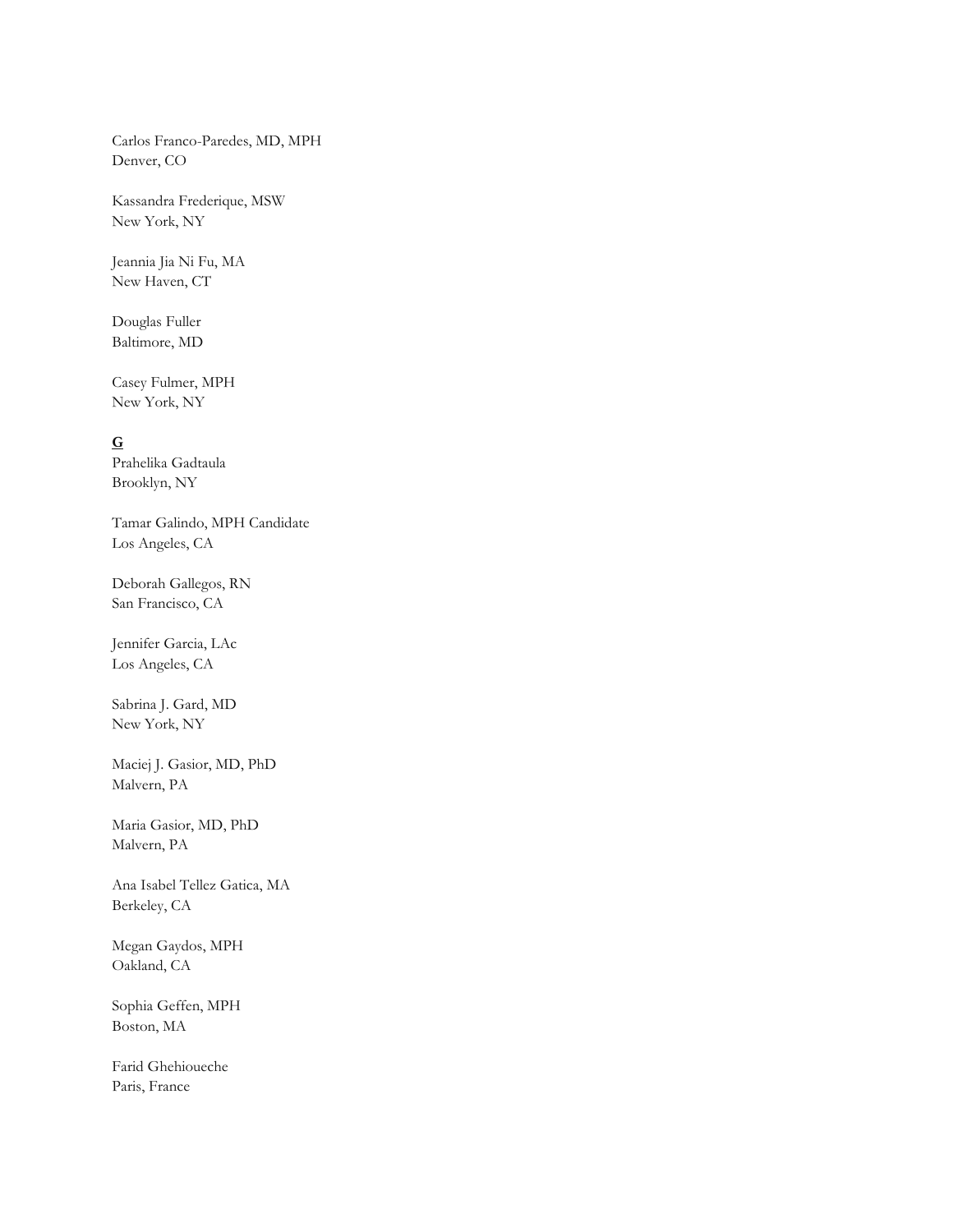Carlos Franco-Paredes, MD, MPH
Denver, CO

Kassandra Frederique, MSW
New York, NY

Jeannia Jia Ni Fu, MA
New Haven, CT

Douglas Fuller
Baltimore, MD

Casey Fulmer, MPH
New York, NY

**G**

Prahelika Gadtaula
Brooklyn, NY

Tamar Galindo, MPH Candidate
Los Angeles, CA

Deborah Gallegos, RN
San Francisco, CA

Jennifer Garcia, LAc
Los Angeles, CA

Sabrina J. Gard, MD
New York, NY

Maciej J. Gasior, MD, PhD
Malvern, PA

Maria Gasior, MD, PhD
Malvern, PA

Ana Isabel Tellez Gatica, MA
Berkeley, CA

Megan Gaydos, MPH
Oakland, CA

Sophia Geffen, MPH
Boston, MA

Farid Ghehioueche
Paris, France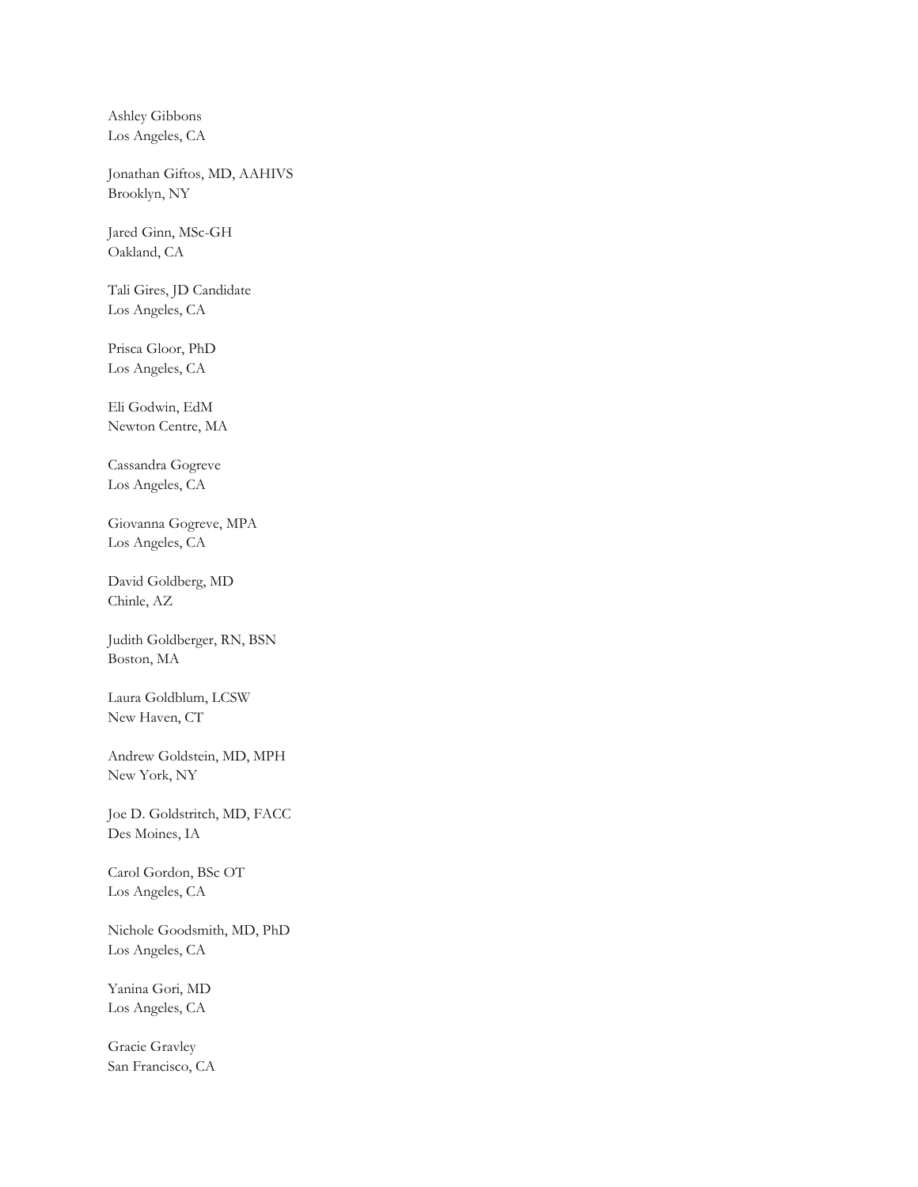Ashley Gibbons
Los Angeles, CA

Jonathan Giftos, MD, AAHIVS
Brooklyn, NY

Jared Ginn, MSc-GH
Oakland, CA

Tali Gires, JD Candidate
Los Angeles, CA

Prisca Gloor, PhD
Los Angeles, CA

Eli Godwin, EdM
Newton Centre, MA

Cassandra Gogreve
Los Angeles, CA

Giovanna Gogreve, MPA
Los Angeles, CA

David Goldberg, MD
Chinle, AZ

Judith Goldberger, RN, BSN
Boston, MA

Laura Goldblum, LCSW
New Haven, CT

Andrew Goldstein, MD, MPH
New York, NY

Joe D. Goldstritch, MD, FACC
Des Moines, IA

Carol Gordon, BSc OT
Los Angeles, CA

Nichole Goodsmith, MD, PhD
Los Angeles, CA

Yanina Gori, MD
Los Angeles, CA

Gracie Gravley
San Francisco, CA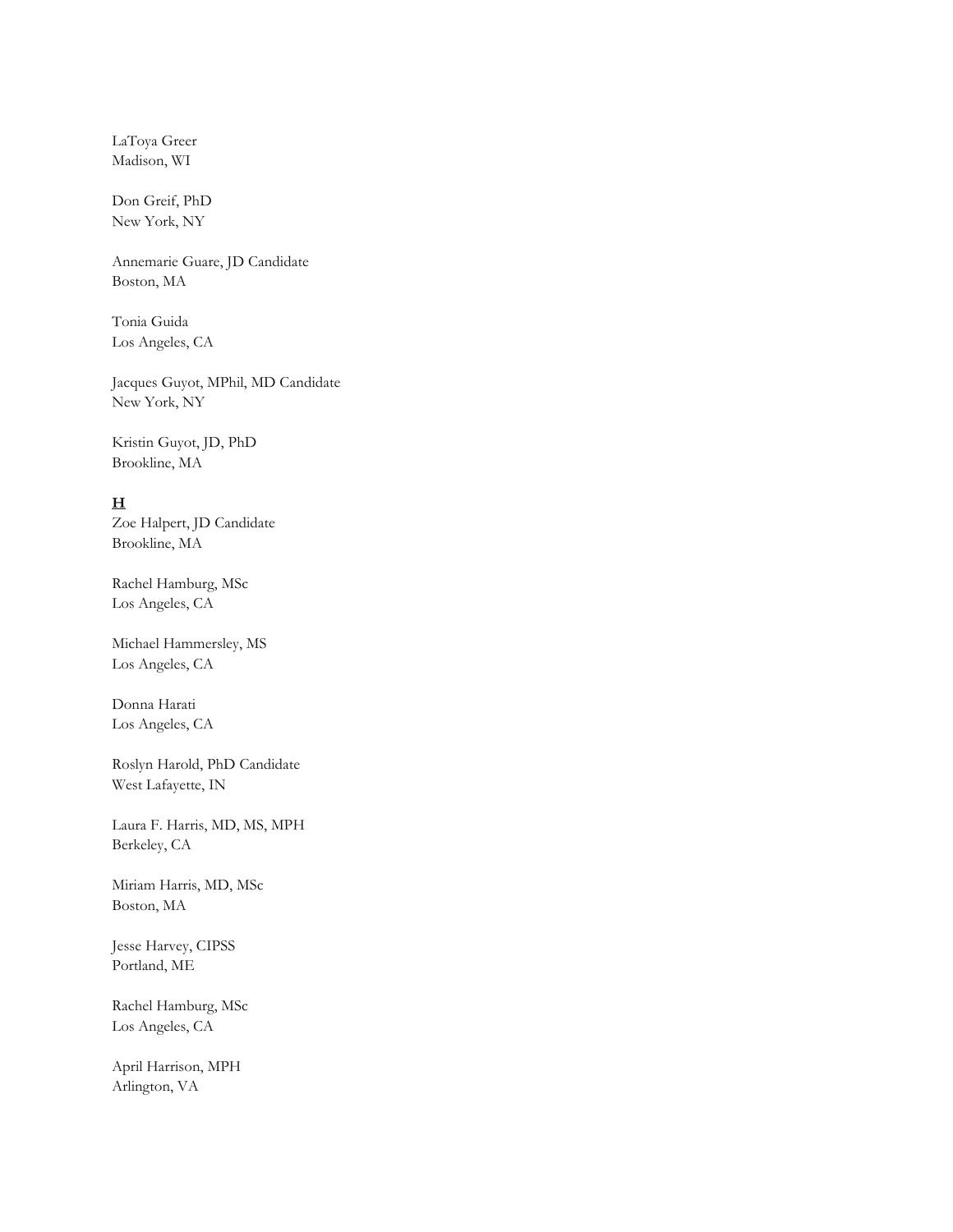LaToya Greer
Madison, WI

Don Greif, PhD
New York, NY

Annemarie Guare, JD Candidate
Boston, MA

Tonia Guida
Los Angeles, CA

Jacques Guyot, MPhil, MD Candidate
New York, NY

Kristin Guyot, JD, PhD
Brookline, MA

**H**

Zoe Halpert, JD Candidate
Brookline, MA

Rachel Hamburg, MSc
Los Angeles, CA

Michael Hammersley, MS
Los Angeles, CA

Donna Harati
Los Angeles, CA

Roslyn Harold, PhD Candidate
West Lafayette, IN

Laura F. Harris, MD, MS, MPH
Berkeley, CA

Miriam Harris, MD, MSc
Boston, MA

Jesse Harvey, CIPSS
Portland, ME

Rachel Hamburg, MSc
Los Angeles, CA

April Harrison, MPH
Arlington, VA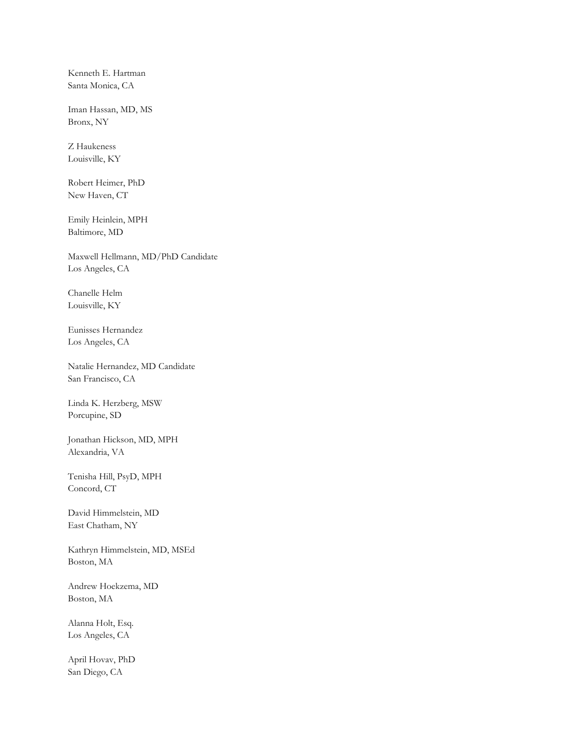Kenneth E. Hartman
Santa Monica, CA

Iman Hassan, MD, MS
Bronx, NY

Z Haukeness
Louisville, KY

Robert Heimer, PhD
New Haven, CT

Emily Heinlein, MPH
Baltimore, MD

Maxwell Hellmann, MD/PhD Candidate
Los Angeles, CA

Chanelle Helm
Louisville, KY

Eunisses Hernandez
Los Angeles, CA

Natalie Hernandez, MD Candidate
San Francisco, CA

Linda K. Herzberg, MSW
Porcupine, SD

Jonathan Hickson, MD, MPH
Alexandria, VA

Tenisha Hill, PsyD, MPH
Concord, CT

David Himmelstein, MD
East Chatham, NY

Kathryn Himmelstein, MD, MSEd
Boston, MA

Andrew Hoekzema, MD
Boston, MA

Alanna Holt, Esq.
Los Angeles, CA

April Hovav, PhD
San Diego, CA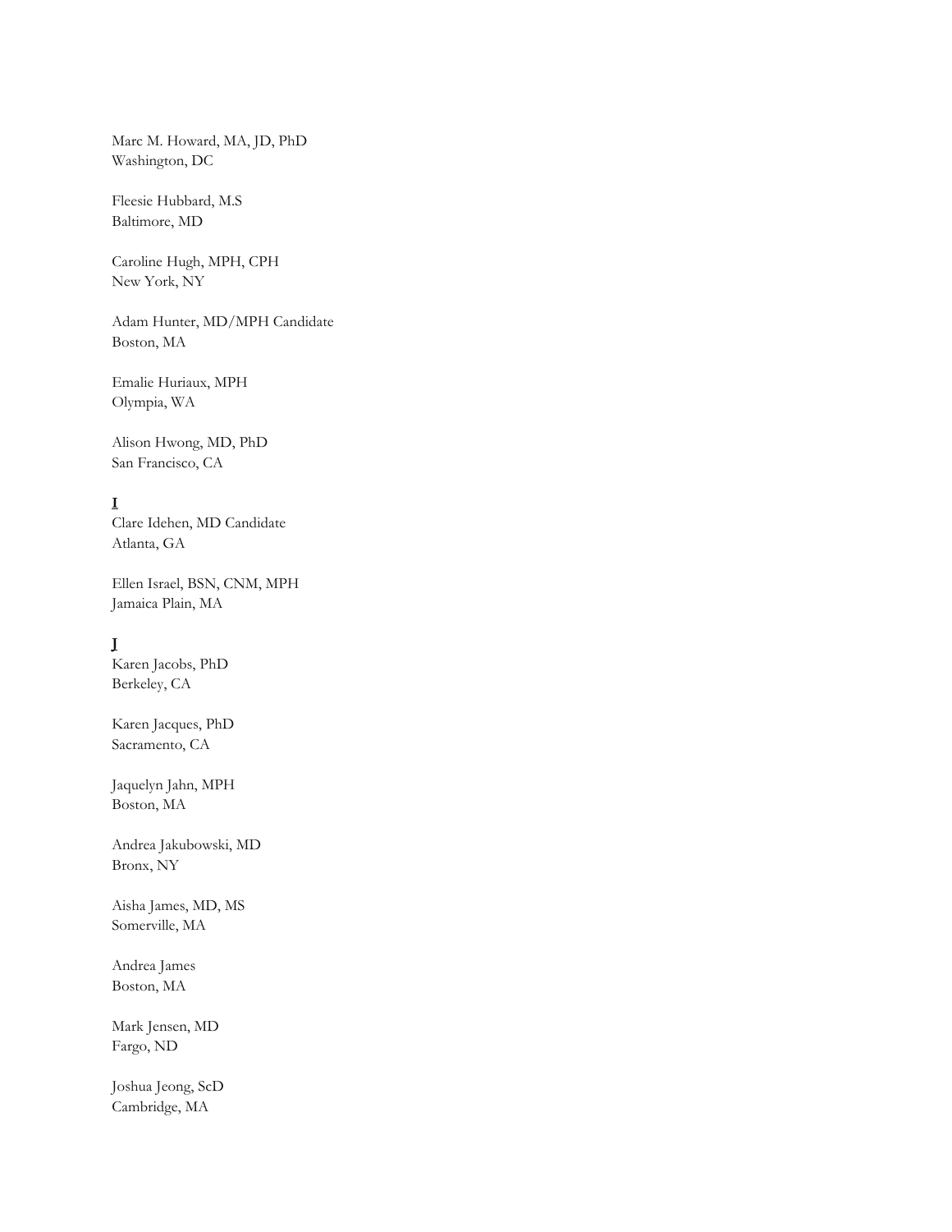Marc M. Howard, MA, JD, PhD
Washington, DC

Fleesie Hubbard, M.S
Baltimore, MD

Caroline Hugh, MPH, CPH
New York, NY

Adam Hunter, MD/MPH Candidate
Boston, MA

Emalie Huriaux, MPH
Olympia, WA

Alison Hwong, MD, PhD
San Francisco, CA

**I**

Clare Idehen, MD Candidate
Atlanta, GA

Ellen Israel, BSN, CNM, MPH
Jamaica Plain, MA

**J**

Karen Jacobs, PhD
Berkeley, CA

Karen Jacques, PhD
Sacramento, CA

Jaquelyn Jahn, MPH
Boston, MA

Andrea Jakubowski, MD
Bronx, NY

Aisha James, MD, MS
Somerville, MA

Andrea James
Boston, MA

Mark Jensen, MD
Fargo, ND

Joshua Jeong, ScD
Cambridge, MA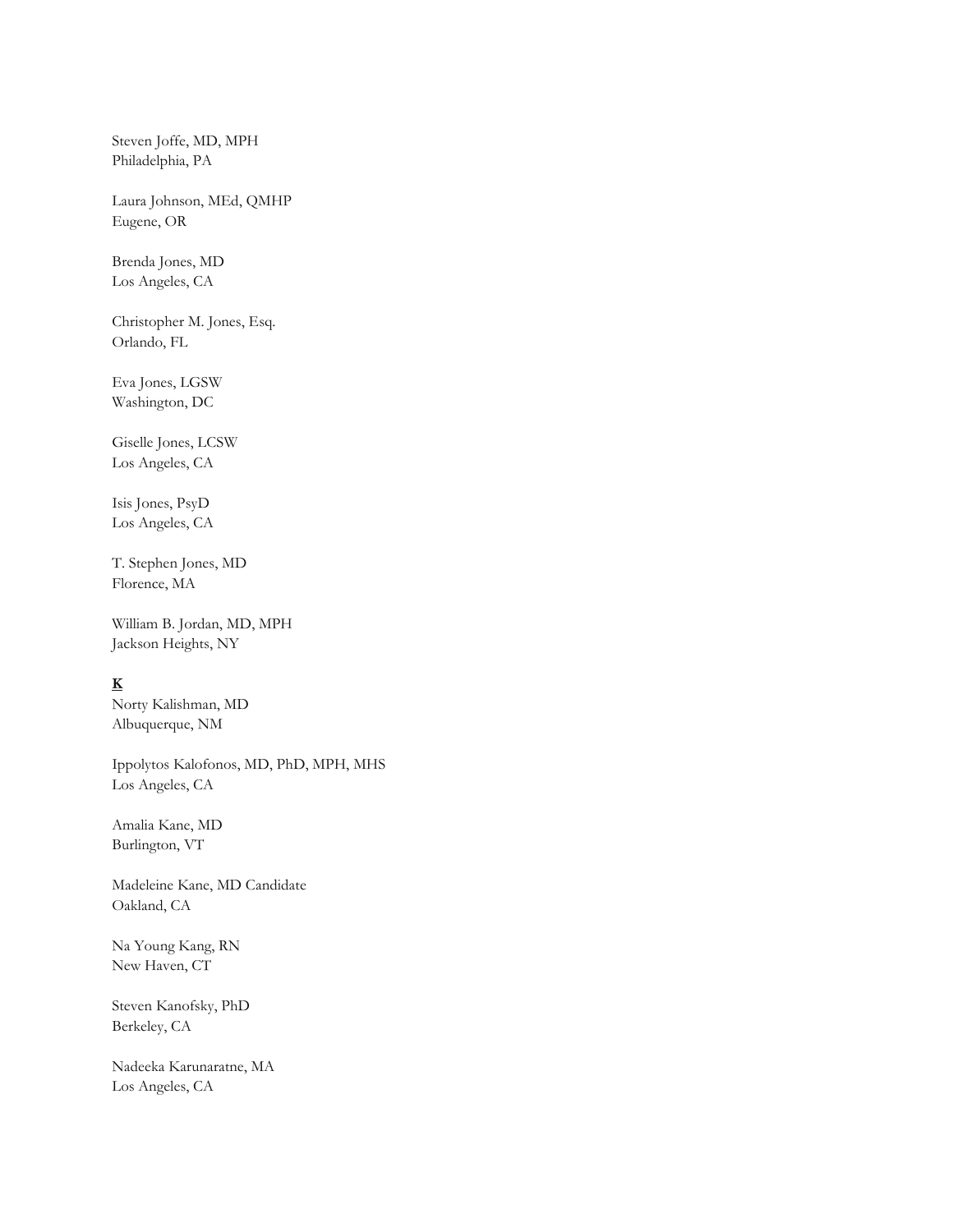Steven Joffe, MD, MPH
Philadelphia, PA

Laura Johnson, MEd, QMHP
Eugene, OR

Brenda Jones, MD
Los Angeles, CA

Christopher M. Jones, Esq.
Orlando, FL

Eva Jones, LGSW
Washington, DC

Giselle Jones, LCSW
Los Angeles, CA

Isis Jones, PsyD
Los Angeles, CA

T. Stephen Jones, MD
Florence, MA

William B. Jordan, MD, MPH
Jackson Heights, NY

**K**

Norty Kalishman, MD
Albuquerque, NM

Ippolytos Kalofonos, MD, PhD, MPH, MHS
Los Angeles, CA

Amalia Kane, MD
Burlington, VT

Madeleine Kane, MD Candidate
Oakland, CA

Na Young Kang, RN
New Haven, CT

Steven Kanofsky, PhD
Berkeley, CA

Nadeeka Karunaratne, MA
Los Angeles, CA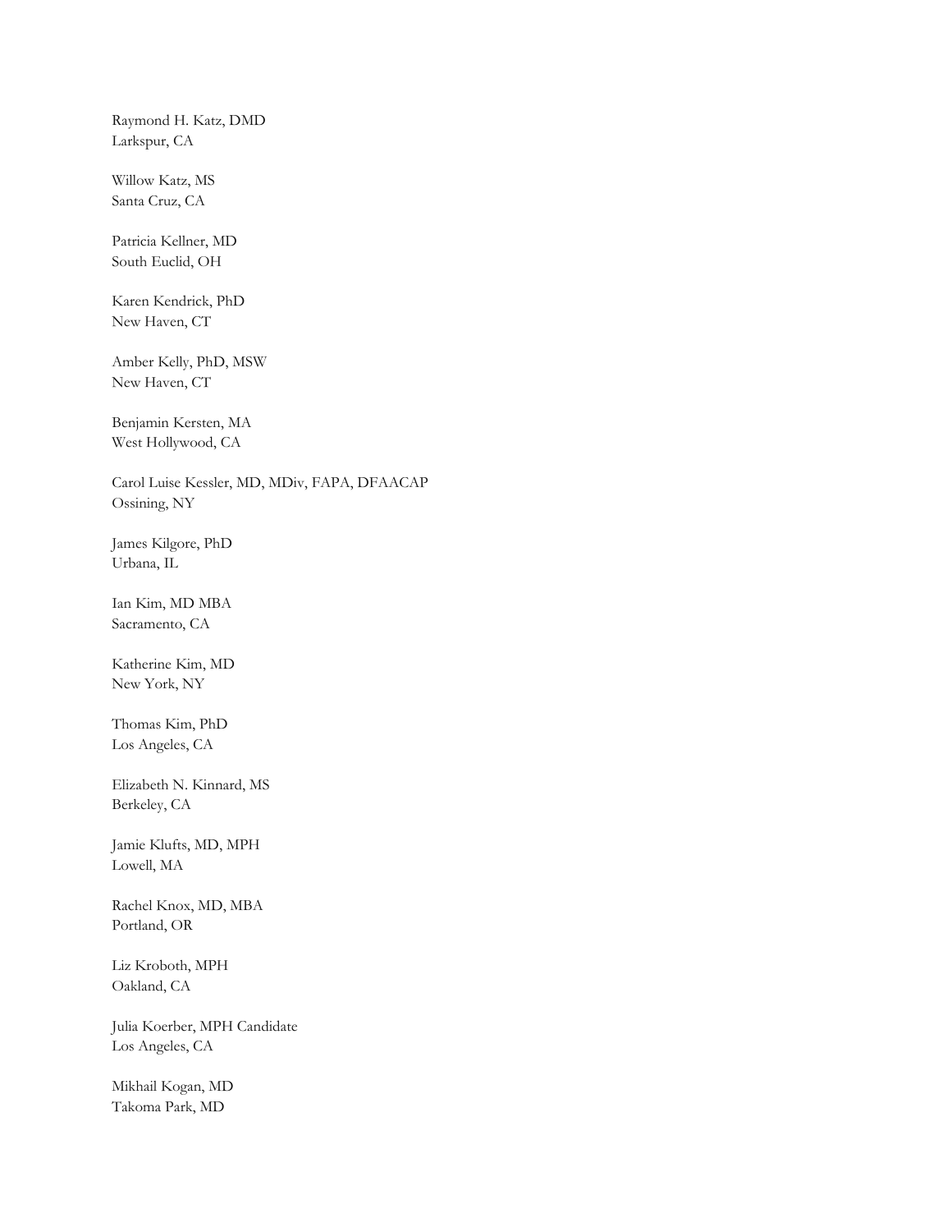Raymond H. Katz, DMD
Larkspur, CA

Willow Katz, MS
Santa Cruz, CA

Patricia Kellner, MD
South Euclid, OH

Karen Kendrick, PhD
New Haven, CT

Amber Kelly, PhD, MSW
New Haven, CT

Benjamin Kersten, MA
West Hollywood, CA

Carol Luise Kessler, MD, MDiv, FAPA, DFAACAP
Ossining, NY

James Kilgore, PhD
Urbana, IL

Ian Kim, MD MBA
Sacramento, CA

Katherine Kim, MD
New York, NY

Thomas Kim, PhD
Los Angeles, CA

Elizabeth N. Kinnard, MS
Berkeley, CA

Jamie Klufts, MD, MPH
Lowell, MA

Rachel Knox, MD, MBA
Portland, OR

Liz Kroboth, MPH
Oakland, CA

Julia Koerber, MPH Candidate
Los Angeles, CA

Mikhail Kogan, MD
Takoma Park, MD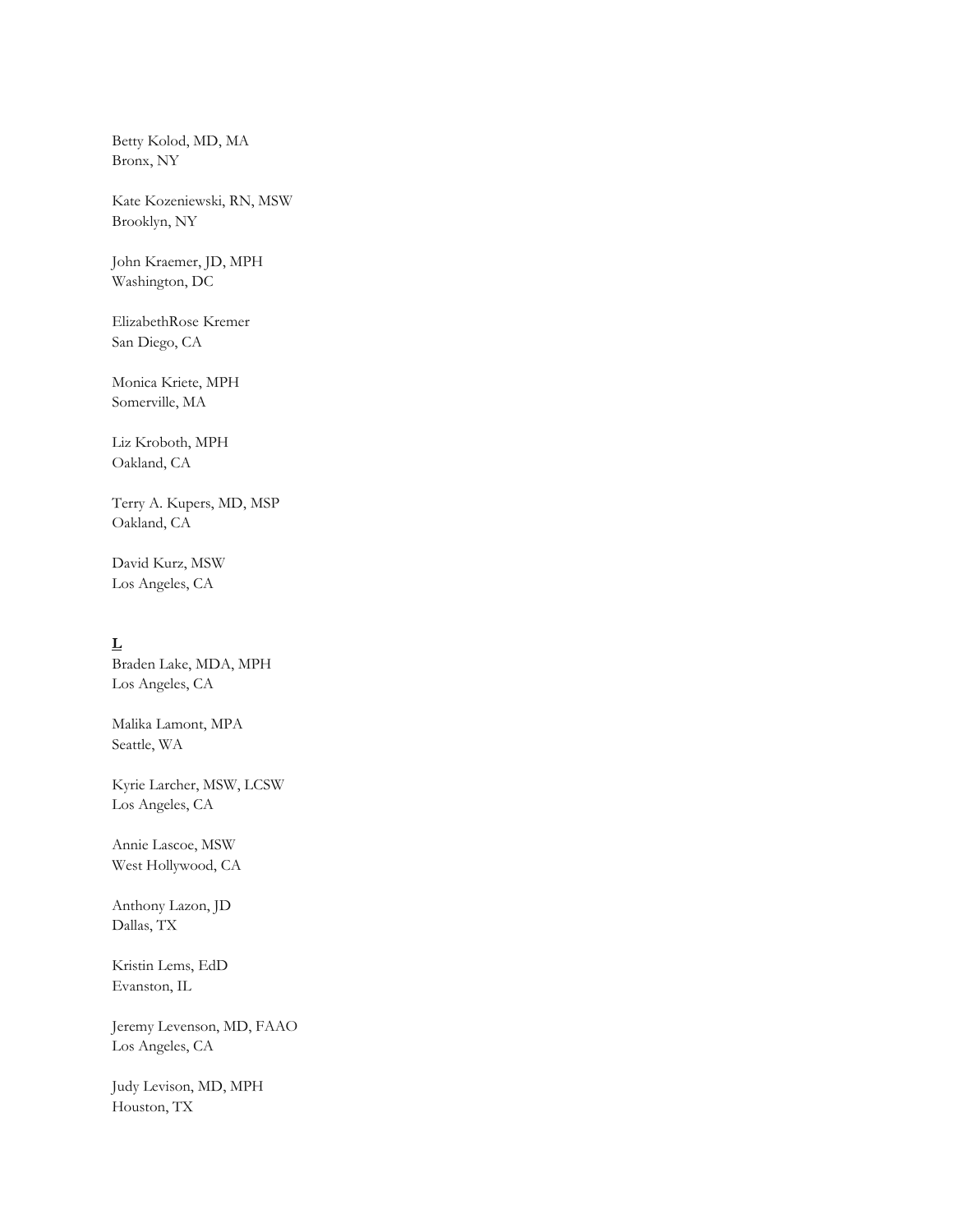Betty Kolod, MD, MA
Bronx, NY

Kate Kozeniewski, RN, MSW
Brooklyn, NY

John Kraemer, JD, MPH
Washington, DC

ElizabethRose Kremer
San Diego, CA

Monica Kriete, MPH
Somerville, MA

Liz Kroboth, MPH
Oakland, CA

Terry A. Kupers, MD, MSP
Oakland, CA

David Kurz, MSW
Los Angeles, CA

**L**

Braden Lake, MDA, MPH
Los Angeles, CA

Malika Lamont, MPA
Seattle, WA

Kyrie Larcher, MSW, LCSW
Los Angeles, CA

Annie Lascoe, MSW
West Hollywood, CA

Anthony Lazon, JD
Dallas, TX

Kristin Lems, EdD
Evanston, IL

Jeremy Levenson, MD, FAAO
Los Angeles, CA

Judy Levison, MD, MPH
Houston, TX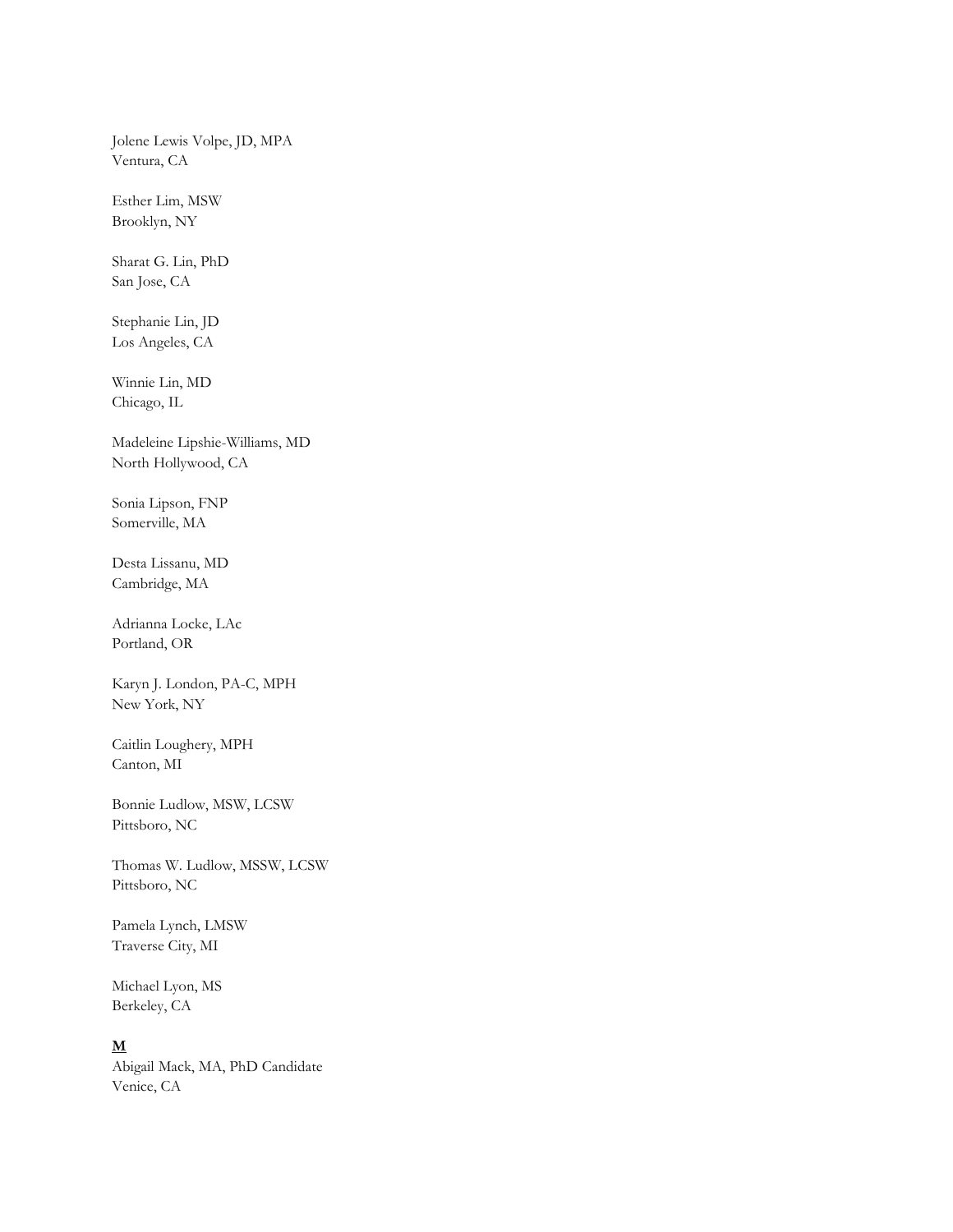Jolene Lewis Volpe, JD, MPA
Ventura, CA

Esther Lim, MSW
Brooklyn, NY

Sharat G. Lin, PhD
San Jose, CA

Stephanie Lin, JD
Los Angeles, CA

Winnie Lin, MD
Chicago, IL

Madeleine Lipshie-Williams, MD
North Hollywood, CA

Sonia Lipson, FNP
Somerville, MA

Desta Lissanu, MD
Cambridge, MA

Adrianna Locke, LAc
Portland, OR

Karyn J. London, PA-C, MPH
New York, NY

Caitlin Loughery, MPH
Canton, MI

Bonnie Ludlow, MSW, LCSW
Pittsboro, NC

Thomas W. Ludlow, MSSW, LCSW
Pittsboro, NC

Pamela Lynch, LMSW
Traverse City, MI

Michael Lyon, MS
Berkeley, CA

**M**

Abigail Mack, MA, PhD Candidate
Venice, CA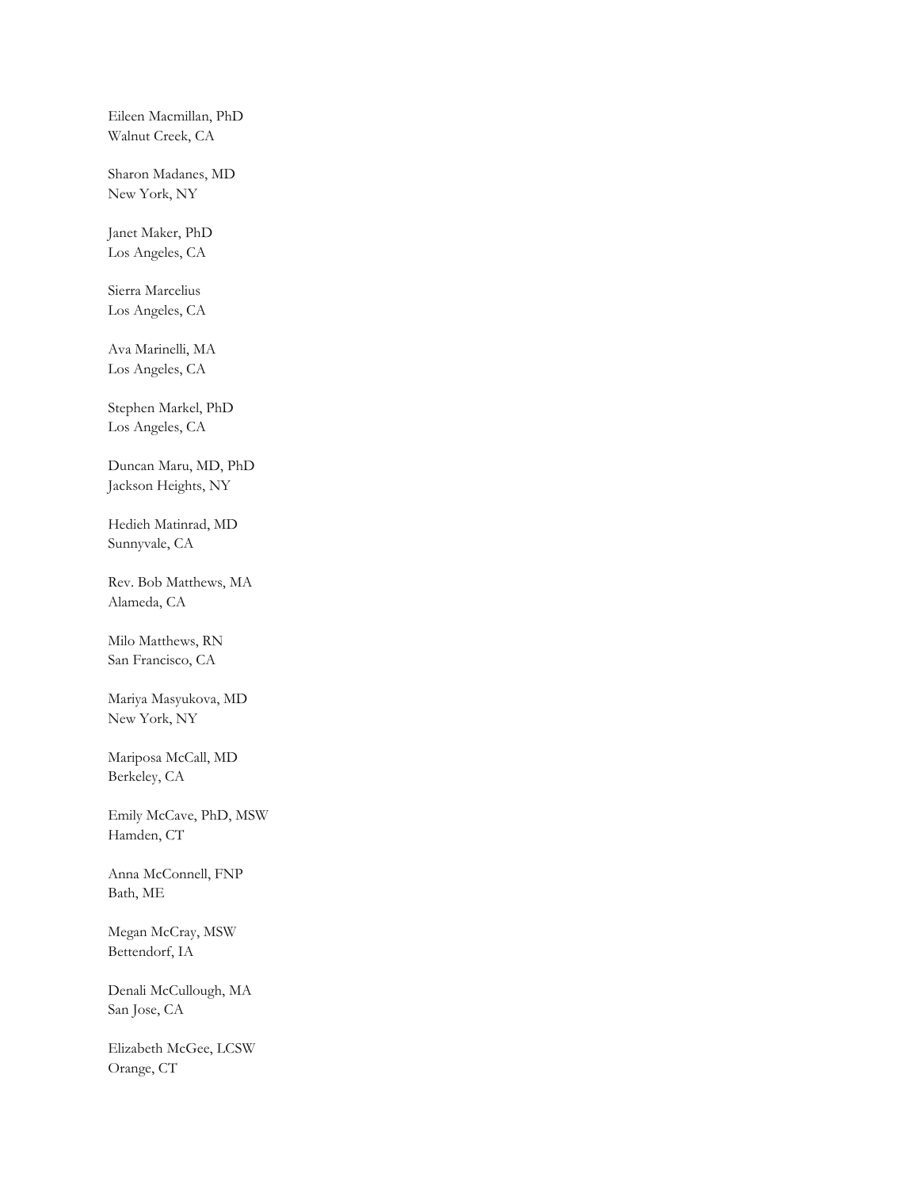Eileen Macmillan, PhD
Walnut Creek, CA

Sharon Madanes, MD
New York, NY

Janet Maker, PhD
Los Angeles, CA

Sierra Marcelius
Los Angeles, CA

Ava Marinelli, MA
Los Angeles, CA

Stephen Markel, PhD
Los Angeles, CA

Duncan Maru, MD, PhD
Jackson Heights, NY

Hedieh Matinrad, MD
Sunnyvale, CA

Rev. Bob Matthews, MA
Alameda, CA

Milo Matthews, RN
San Francisco, CA

Mariya Masyukova, MD
New York, NY

Mariposa McCall, MD
Berkeley, CA

Emily McCave, PhD, MSW
Hamden, CT

Anna McConnell, FNP
Bath, ME

Megan McCray, MSW
Bettendorf, IA

Denali McCullough, MA
San Jose, CA

Elizabeth McGee, LCSW
Orange, CT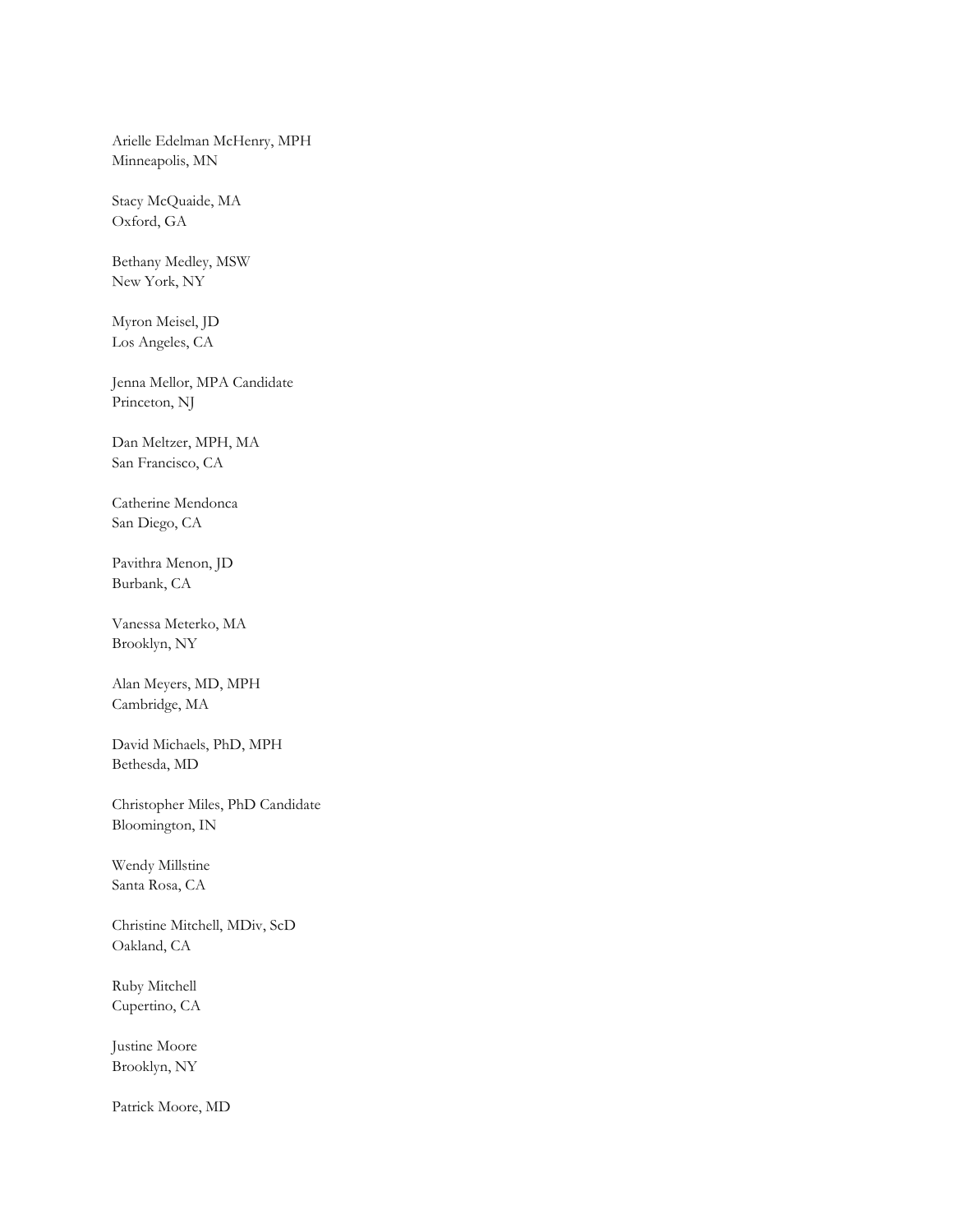Arielle Edelman McHenry, MPH
Minneapolis, MN

Stacy McQuaide, MA
Oxford, GA

Bethany Medley, MSW
New York, NY

Myron Meisel, JD
Los Angeles, CA

Jenna Mellor, MPA Candidate
Princeton, NJ

Dan Meltzer, MPH, MA
San Francisco, CA

Catherine Mendonca
San Diego, CA

Pavithra Menon, JD
Burbank, CA

Vanessa Meterko, MA
Brooklyn, NY

Alan Meyers, MD, MPH
Cambridge, MA

David Michaels, PhD, MPH
Bethesda, MD

Christopher Miles, PhD Candidate
Bloomington, IN

Wendy Millstine
Santa Rosa, CA

Christine Mitchell, MDiv, ScD
Oakland, CA

Ruby Mitchell
Cupertino, CA

Justine Moore
Brooklyn, NY

Patrick Moore, MD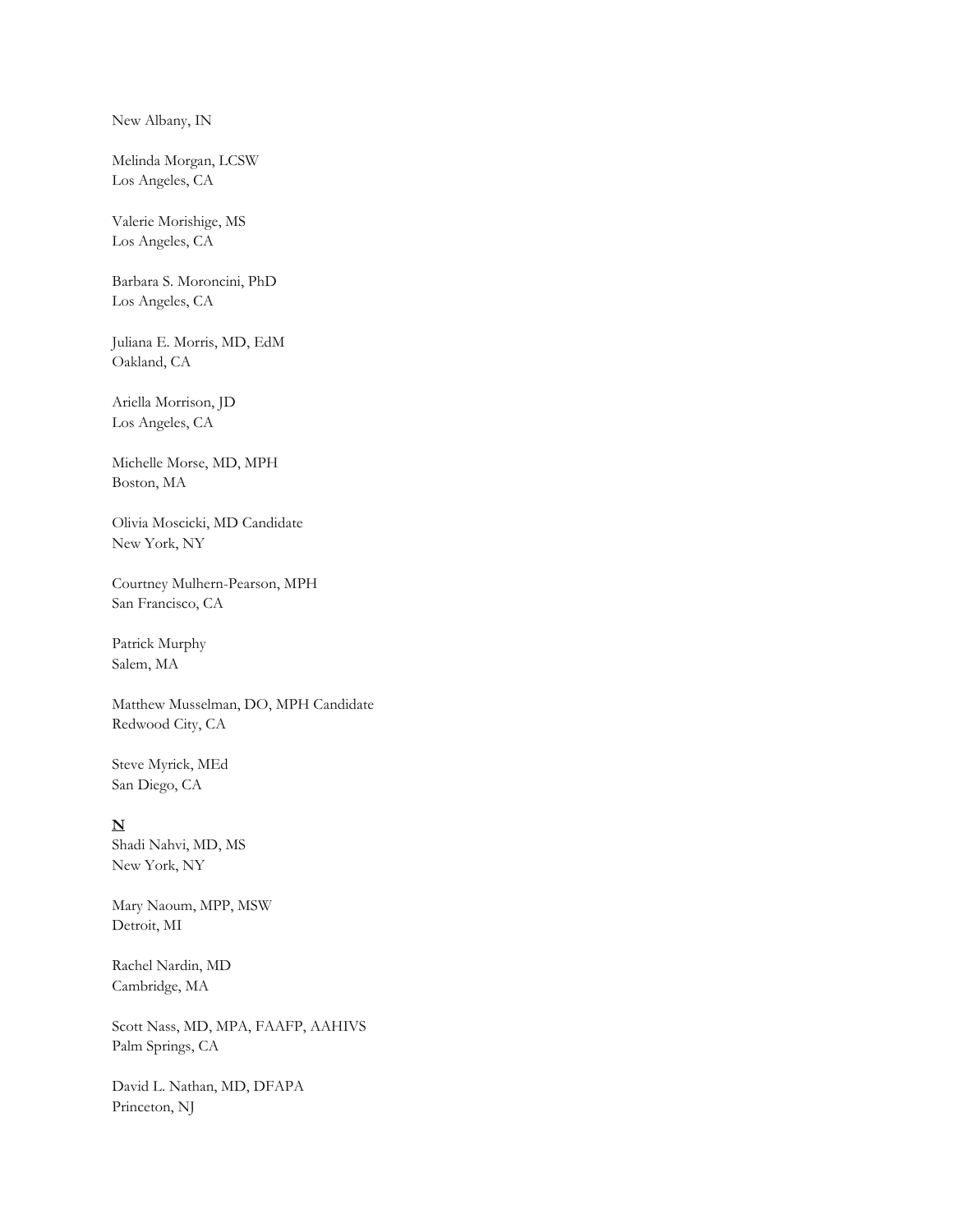New Albany, IN

Melinda Morgan, LCSW
Los Angeles, CA

Valerie Morishige, MS
Los Angeles, CA

Barbara S. Moroncini, PhD
Los Angeles, CA

Juliana E. Morris, MD, EdM
Oakland, CA

Ariella Morrison, JD
Los Angeles, CA

Michelle Morse, MD, MPH
Boston, MA

Olivia Moscicki, MD Candidate
New York, NY

Courtney Mulhern-Pearson, MPH
San Francisco, CA

Patrick Murphy
Salem, MA

Matthew Musselman, DO, MPH Candidate
Redwood City, CA

Steve Myrick, MEd
San Diego, CA

**N**

Shadi Nahvi, MD, MS
New York, NY

Mary Naoum, MPP, MSW
Detroit, MI

Rachel Nardin, MD
Cambridge, MA

Scott Nass, MD, MPA, FAAFP, AAHIVS
Palm Springs, CA

David L. Nathan, MD, DFAPA
Princeton, NJ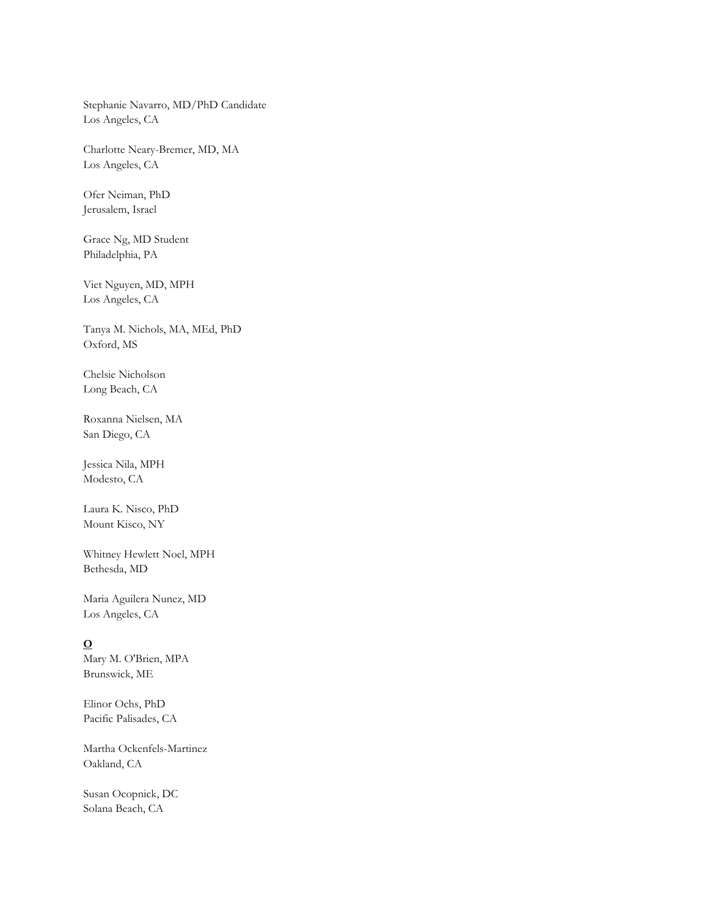Stephanie Navarro, MD/PhD Candidate
Los Angeles, CA

Charlotte Neary-Bremer, MD, MA
Los Angeles, CA

Ofer Neiman, PhD
Jerusalem, Israel

Grace Ng, MD Student
Philadelphia, PA

Viet Nguyen, MD, MPH
Los Angeles, CA

Tanya M. Nichols, MA, MEd, PhD
Oxford, MS

Chelsie Nicholson
Long Beach, CA

Roxanna Nielsen, MA
San Diego, CA

Jessica Nila, MPH
Modesto, CA

Laura K. Nisco, PhD
Mount Kisco, NY

Whitney Hewlett Noel, MPH
Bethesda, MD

Maria Aguilera Nunez, MD
Los Angeles, CA

**O**

Mary M. O'Brien, MPA
Brunswick, ME

Elinor Ochs, PhD
Pacific Palisades, CA

Martha Ockenfels-Martinez
Oakland, CA

Susan Ocopnick, DC
Solana Beach, CA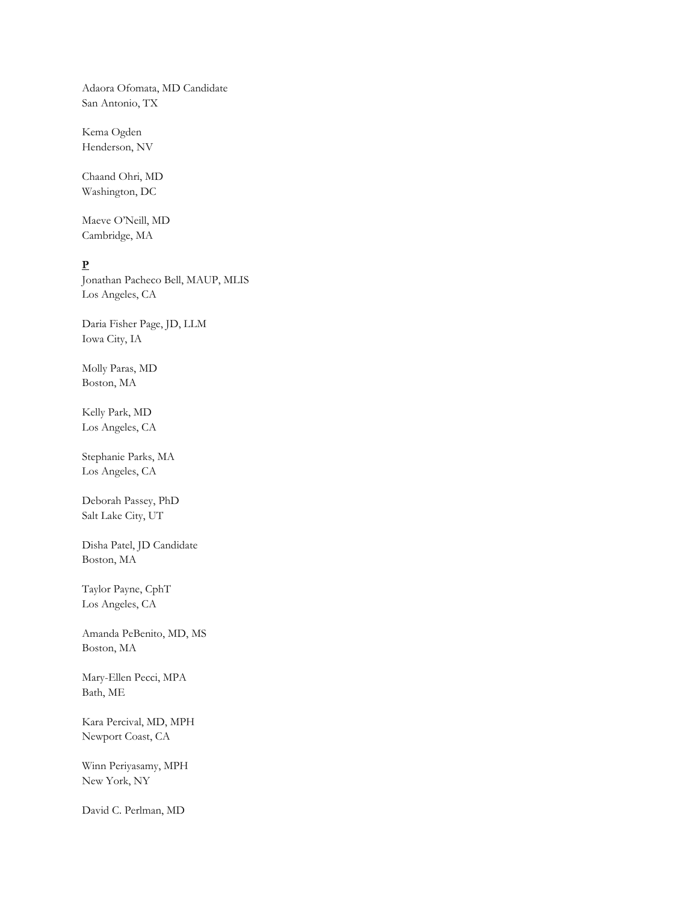Adaora Ofomata, MD Candidate
San Antonio, TX

Kema Ogden
Henderson, NV

Chaand Ohri, MD
Washington, DC

Maeve O'Neill, MD
Cambridge, MA

**P**

Jonathan Pacheco Bell, MAUP, MLIS
Los Angeles, CA

Daria Fisher Page, JD, LLM
Iowa City, IA

Molly Paras, MD
Boston, MA

Kelly Park, MD
Los Angeles, CA

Stephanie Parks, MA
Los Angeles, CA

Deborah Passey, PhD
Salt Lake City, UT

Disha Patel, JD Candidate
Boston, MA

Taylor Payne, CphT
Los Angeles, CA

Amanda PeBenito, MD, MS
Boston, MA

Mary-Ellen Pecci, MPA
Bath, ME

Kara Percival, MD, MPH
Newport Coast, CA

Winn Periyasamy, MPH
New York, NY

David C. Perlman, MD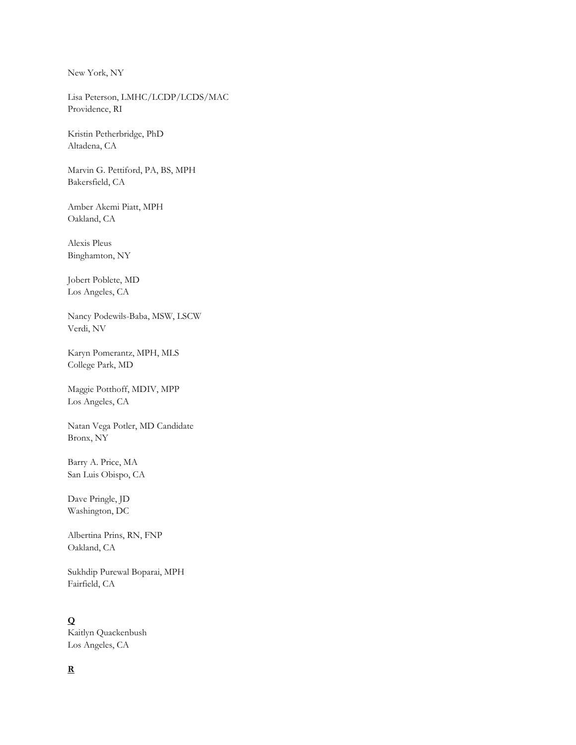New York, NY

Lisa Peterson, LMHC/LCDP/LCDS/MAC
Providence, RI

Kristin Petherbridge, PhD
Altadena, CA

Marvin G. Pettiford, PA, BS, MPH
Bakersfield, CA

Amber Akemi Piatt, MPH
Oakland, CA

Alexis Pleus
Binghamton, NY

Jobert Poblete, MD
Los Angeles, CA

Nancy Podewils-Baba, MSW, LSCW
Verdi, NV

Karyn Pomerantz, MPH, MLS
College Park, MD

Maggie Potthoff, MDIV, MPP
Los Angeles, CA

Natan Vega Potler, MD Candidate
Bronx, NY

Barry A. Price, MA
San Luis Obispo, CA

Dave Pringle, JD
Washington, DC

Albertina Prins, RN, FNP
Oakland, CA

Sukhdip Purewal Boparai, MPH
Fairfield, CA

**Q**

Kaitlyn Quackenbush
Los Angeles, CA

**R**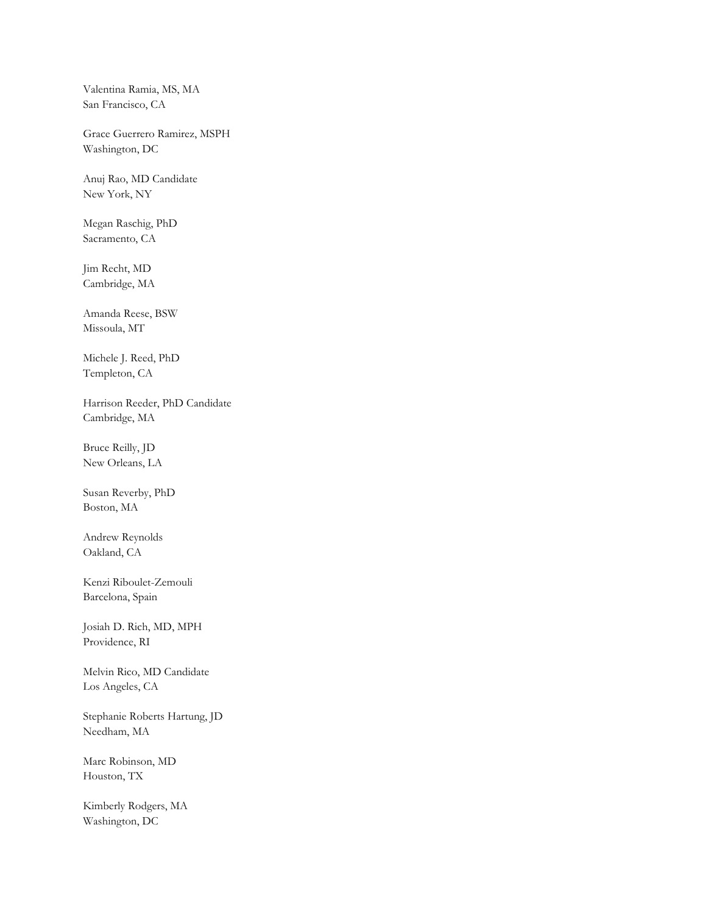Valentina Ramia, MS, MA
San Francisco, CA

Grace Guerrero Ramirez, MSPH
Washington, DC

Anuj Rao, MD Candidate
New York, NY

Megan Raschig, PhD
Sacramento, CA

Jim Recht, MD
Cambridge, MA

Amanda Reese, BSW
Missoula, MT

Michele J. Reed, PhD
Templeton, CA

Harrison Reeder, PhD Candidate
Cambridge, MA

Bruce Reilly, JD
New Orleans, LA

Susan Reverby, PhD
Boston, MA

Andrew Reynolds
Oakland, CA

Kenzi Riboulet-Zemouli
Barcelona, Spain

Josiah D. Rich, MD, MPH
Providence, RI

Melvin Rico, MD Candidate
Los Angeles, CA

Stephanie Roberts Hartung, JD
Needham, MA

Marc Robinson, MD
Houston, TX

Kimberly Rodgers, MA
Washington, DC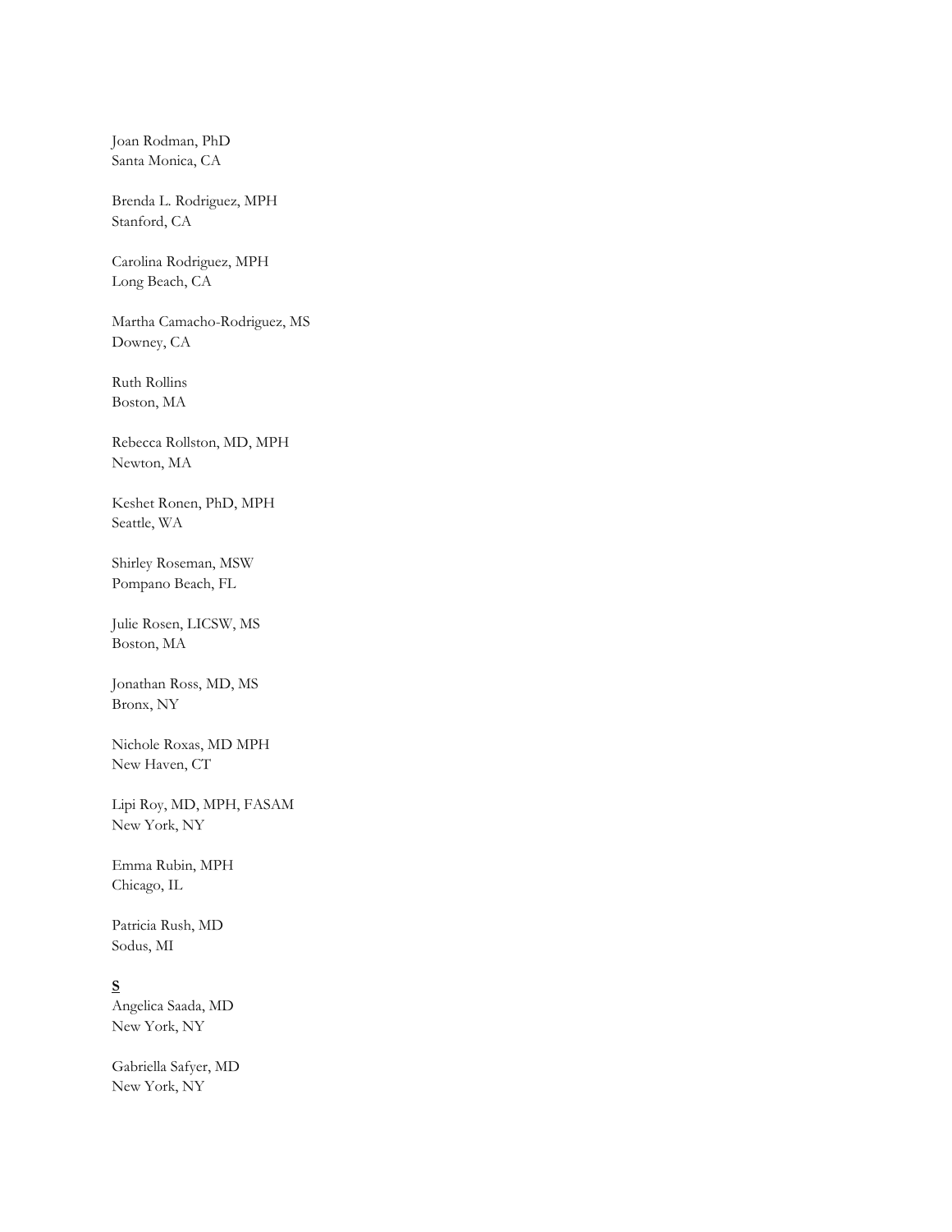Joan Rodman, PhD
Santa Monica, CA

Brenda L. Rodriguez, MPH
Stanford, CA

Carolina Rodriguez, MPH
Long Beach, CA

Martha Camacho-Rodriguez, MS
Downey, CA

Ruth Rollins
Boston, MA

Rebecca Rollston, MD, MPH
Newton, MA

Keshet Ronen, PhD, MPH
Seattle, WA

Shirley Roseman, MSW
Pompano Beach, FL

Julie Rosen, LICSW, MS
Boston, MA

Jonathan Ross, MD, MS
Bronx, NY

Nichole Roxas, MD MPH
New Haven, CT

Lipi Roy, MD, MPH, FASAM
New York, NY

Emma Rubin, MPH
Chicago, IL

Patricia Rush, MD
Sodus, MI

**S**

Angelica Saada, MD
New York, NY

Gabriella Safyer, MD
New York, NY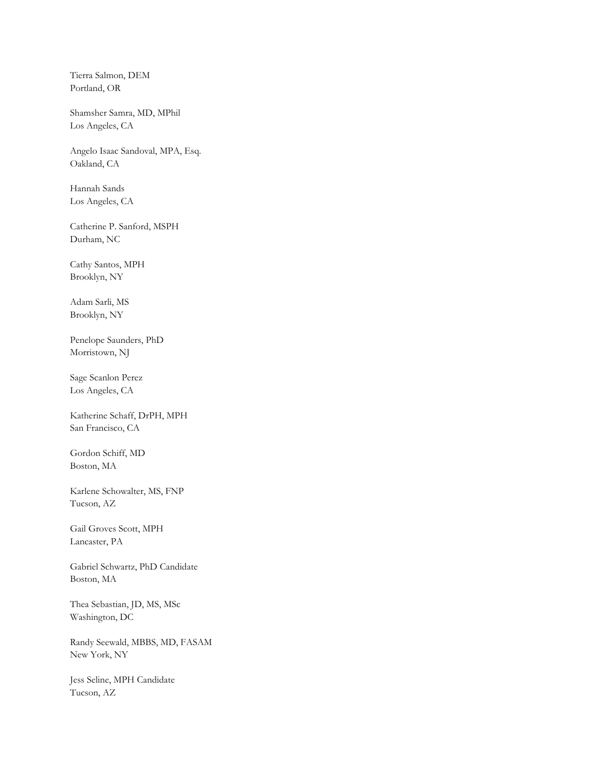Tierra Salmon, DEM
Portland, OR

Shamsher Samra, MD, MPhil
Los Angeles, CA

Angelo Isaac Sandoval, MPA, Esq.
Oakland, CA

Hannah Sands
Los Angeles, CA

Catherine P. Sanford, MSPH
Durham, NC

Cathy Santos, MPH
Brooklyn, NY

Adam Sarli, MS
Brooklyn, NY

Penelope Saunders, PhD
Morristown, NJ

Sage Scanlon Perez
Los Angeles, CA

Katherine Schaff, DrPH, MPH
San Francisco, CA

Gordon Schiff, MD
Boston, MA

Karlene Schowalter, MS, FNP
Tucson, AZ

Gail Groves Scott, MPH
Lancaster, PA

Gabriel Schwartz, PhD Candidate
Boston, MA

Thea Sebastian, JD, MS, MSc
Washington, DC

Randy Seewald, MBBS, MD, FASAM
New York, NY

Jess Seline, MPH Candidate
Tucson, AZ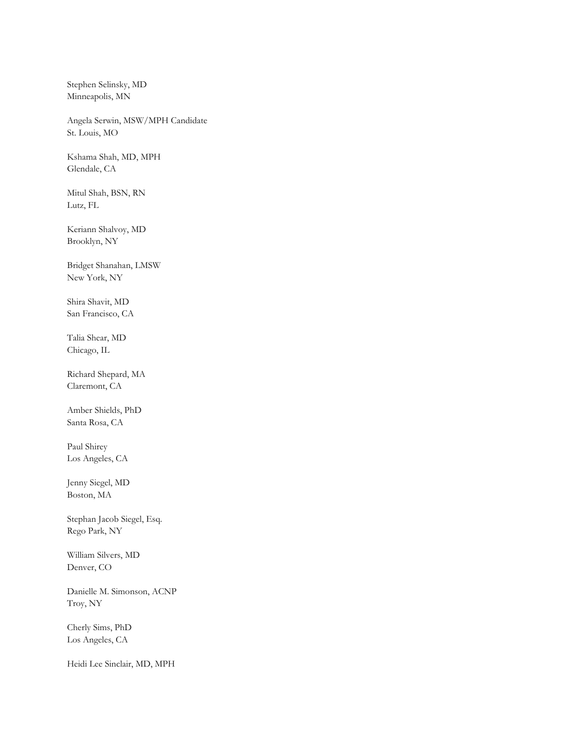Stephen Selinsky, MD
Minneapolis, MN

Angela Serwin, MSW/MPH Candidate
St. Louis, MO

Kshama Shah, MD, MPH
Glendale, CA

Mitul Shah, BSN, RN
Lutz, FL

Keriann Shalvoy, MD
Brooklyn, NY

Bridget Shanahan, LMSW
New York, NY

Shira Shavit, MD
San Francisco, CA

Talia Shear, MD
Chicago, IL

Richard Shepard, MA
Claremont, CA

Amber Shields, PhD
Santa Rosa, CA

Paul Shirey
Los Angeles, CA

Jenny Siegel, MD
Boston, MA

Stephan Jacob Siegel, Esq.
Rego Park, NY

William Silvers, MD
Denver, CO

Danielle M. Simonson, ACNP
Troy, NY

Cherly Sims, PhD
Los Angeles, CA

Heidi Lee Sinclair, MD, MPH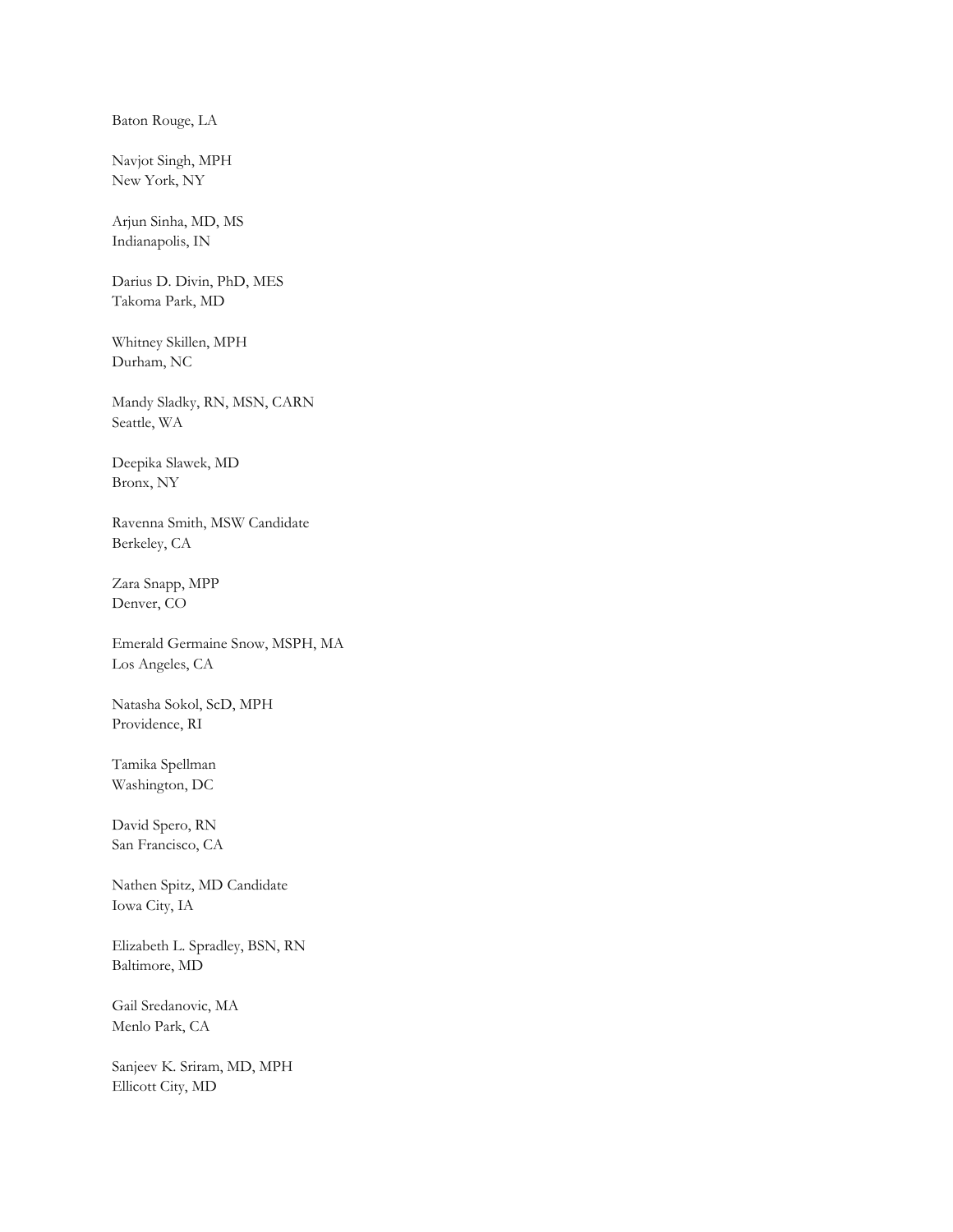Baton Rouge, LA

Navjot Singh, MPH
New York, NY

Arjun Sinha, MD, MS
Indianapolis, IN

Darius D. Divin, PhD, MES
Takoma Park, MD

Whitney Skillen, MPH
Durham, NC

Mandy Sladky, RN, MSN, CARN
Seattle, WA

Deepika Slawek, MD
Bronx, NY

Ravenna Smith, MSW Candidate
Berkeley, CA

Zara Snapp, MPP
Denver, CO

Emerald Germaine Snow, MSPH, MA
Los Angeles, CA

Natasha Sokol, ScD, MPH
Providence, RI

Tamika Spellman
Washington, DC

David Spero, RN
San Francisco, CA

Nathen Spitz, MD Candidate
Iowa City, IA

Elizabeth L. Spradley, BSN, RN
Baltimore, MD

Gail Sredanovic, MA
Menlo Park, CA

Sanjeev K. Sriram, MD, MPH
Ellicott City, MD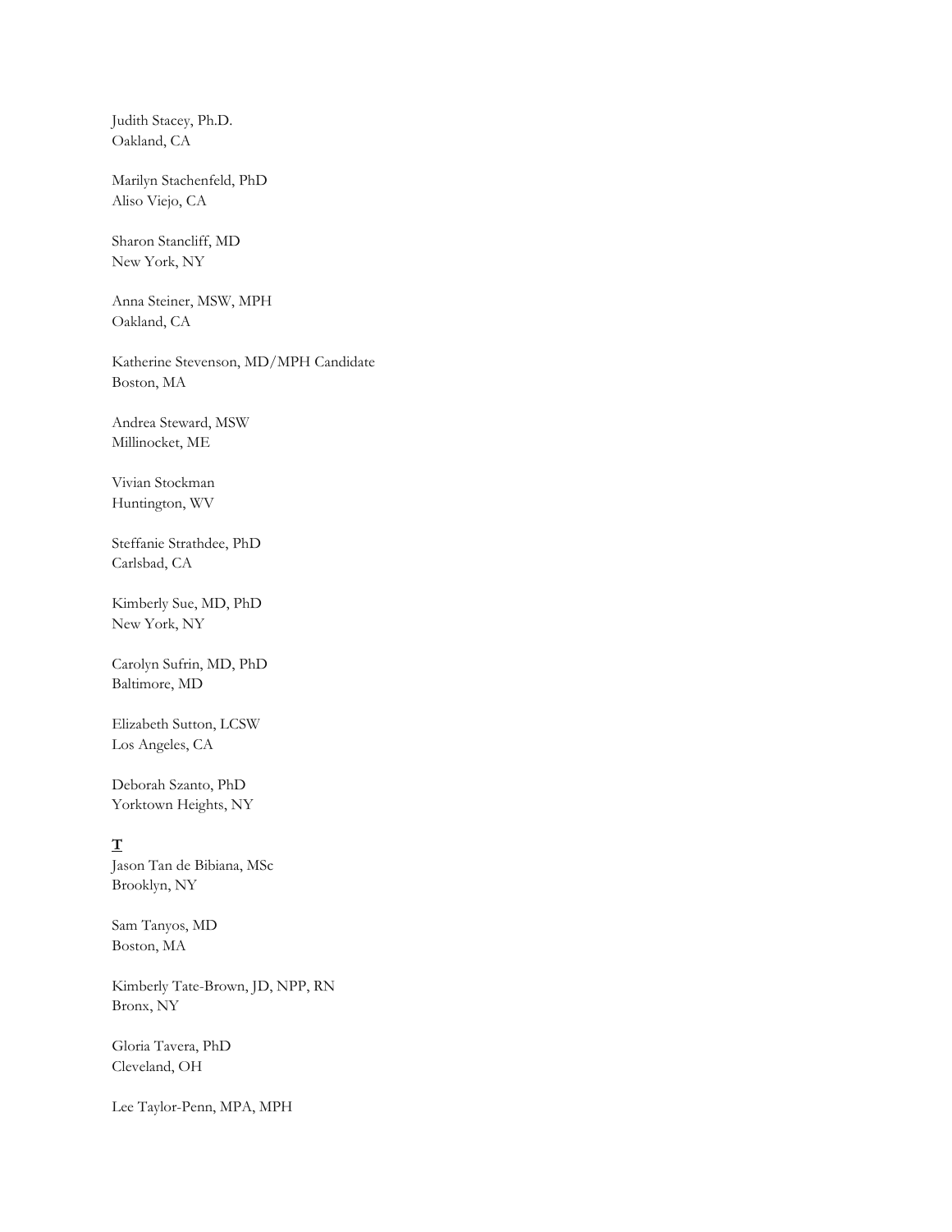Judith Stacey, Ph.D.
Oakland, CA

Marilyn Stachenfeld, PhD
Aliso Viejo, CA

Sharon Stancliff, MD
New York, NY

Anna Steiner, MSW, MPH
Oakland, CA

Katherine Stevenson, MD/MPH Candidate
Boston, MA

Andrea Steward, MSW
Millinocket, ME

Vivian Stockman
Huntington, WV

Steffanie Strathdee, PhD
Carlsbad, CA

Kimberly Sue, MD, PhD
New York, NY

Carolyn Sufrin, MD, PhD
Baltimore, MD

Elizabeth Sutton, LCSW
Los Angeles, CA

Deborah Szanto, PhD
Yorktown Heights, NY

**T**

Jason Tan de Bibiana, MSc
Brooklyn, NY

Sam Tanyos, MD
Boston, MA

Kimberly Tate-Brown, JD, NPP, RN
Bronx, NY

Gloria Tavera, PhD
Cleveland, OH

Lee Taylor-Penn, MPA, MPH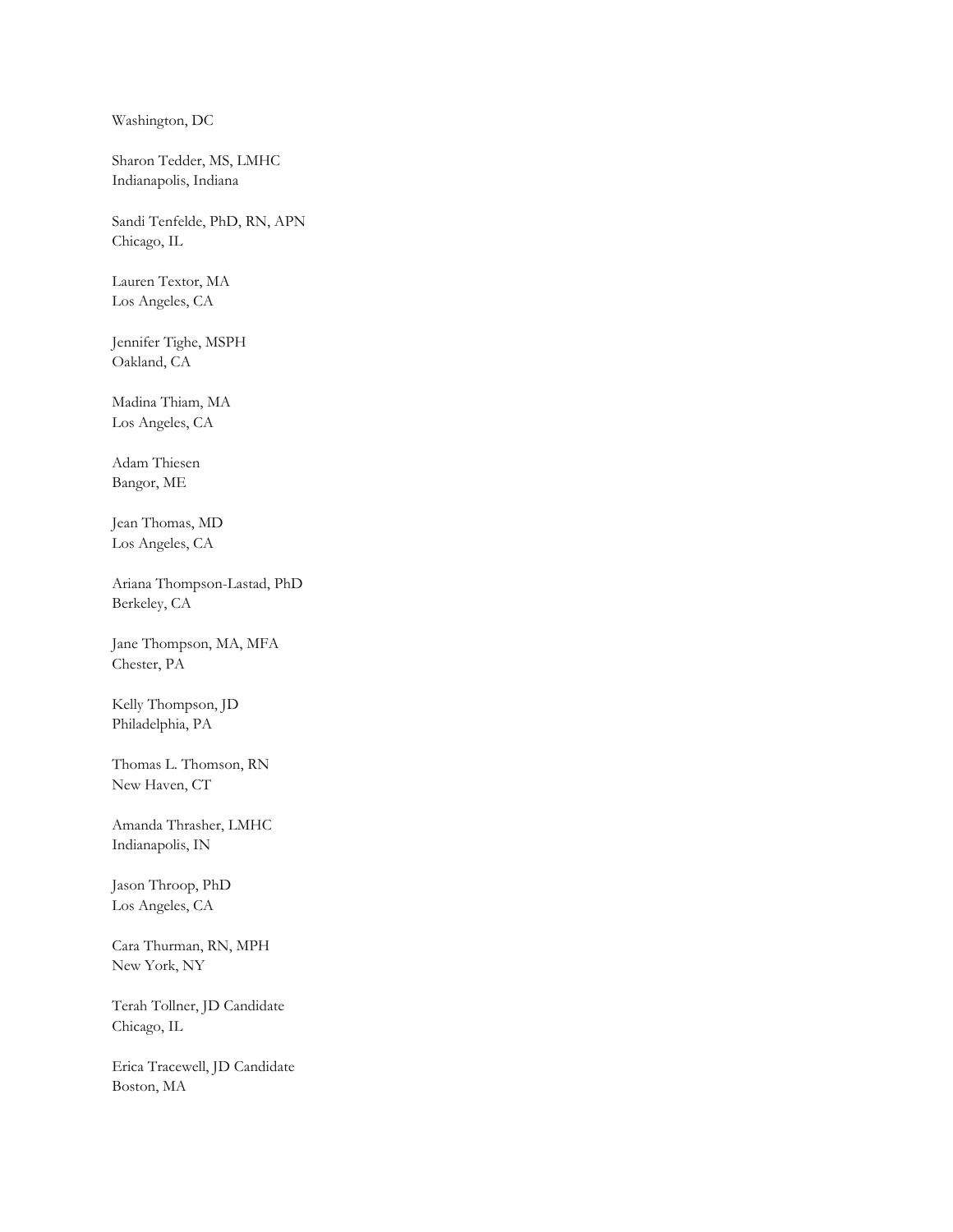Washington, DC

Sharon Tedder, MS, LMHC
Indianapolis, Indiana

Sandi Tenfelde, PhD, RN, APN
Chicago, IL

Lauren Textor, MA
Los Angeles, CA

Jennifer Tighe, MSPH
Oakland, CA

Madina Thiam, MA
Los Angeles, CA

Adam Thiesen
Bangor, ME

Jean Thomas, MD
Los Angeles, CA

Ariana Thompson-Lastad, PhD
Berkeley, CA

Jane Thompson, MA, MFA
Chester, PA

Kelly Thompson, JD
Philadelphia, PA

Thomas L. Thomson, RN
New Haven, CT

Amanda Thrasher, LMHC
Indianapolis, IN

Jason Throop, PhD
Los Angeles, CA

Cara Thurman, RN, MPH
New York, NY

Terah Tollner, JD Candidate
Chicago, IL

Erica Tracewell, JD Candidate
Boston, MA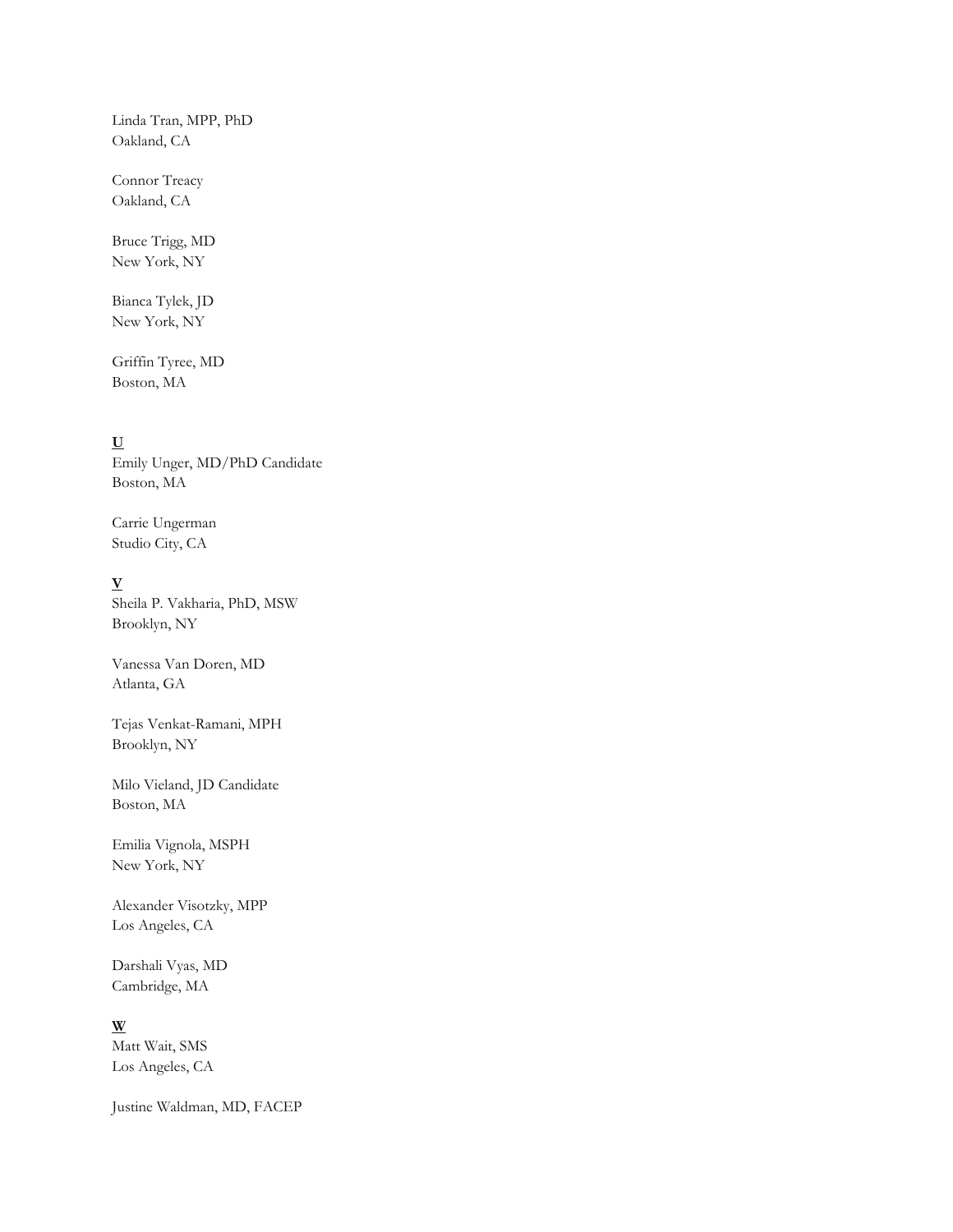Linda Tran, MPP, PhD
Oakland, CA

Connor Treacy
Oakland, CA

Bruce Trigg, MD
New York, NY

Bianca Tylek, JD
New York, NY

Griffin Tyree, MD
Boston, MA

**U**

Emily Unger, MD/PhD Candidate
Boston, MA

Carrie Ungerman
Studio City, CA

**V**

Sheila P. Vakharia, PhD, MSW
Brooklyn, NY

Vanessa Van Doren, MD
Atlanta, GA

Tejas Venkat-Ramani, MPH
Brooklyn, NY

Milo Vieland, JD Candidate
Boston, MA

Emilia Vignola, MSPH
New York, NY

Alexander Visotzky, MPP
Los Angeles, CA

Darshali Vyas, MD
Cambridge, MA

**W**

Matt Wait, SMS
Los Angeles, CA

Justine Waldman, MD, FACEP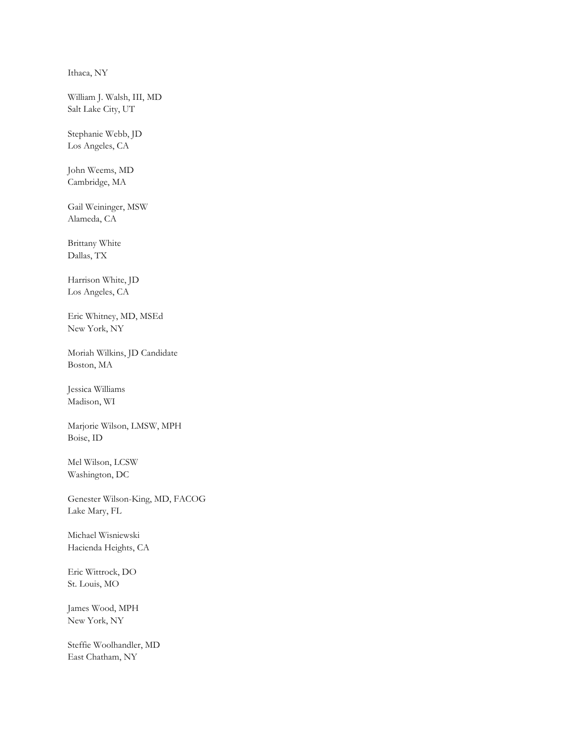Ithaca, NY

William J. Walsh, III, MD
Salt Lake City, UT

Stephanie Webb, JD
Los Angeles, CA

John Weems, MD
Cambridge, MA

Gail Weininger, MSW
Alameda, CA

Brittany White
Dallas, TX

Harrison White, JD
Los Angeles, CA

Eric Whitney, MD, MSEd
New York, NY

Moriah Wilkins, JD Candidate
Boston, MA

Jessica Williams
Madison, WI

Marjorie Wilson, LMSW, MPH
Boise, ID

Mel Wilson, LCSW
Washington, DC

Genester Wilson-King, MD, FACOG
Lake Mary, FL

Michael Wisniewski
Hacienda Heights, CA

Eric Wittrock, DO
St. Louis, MO

James Wood, MPH
New York, NY

Steffie Woolhandler, MD
East Chatham, NY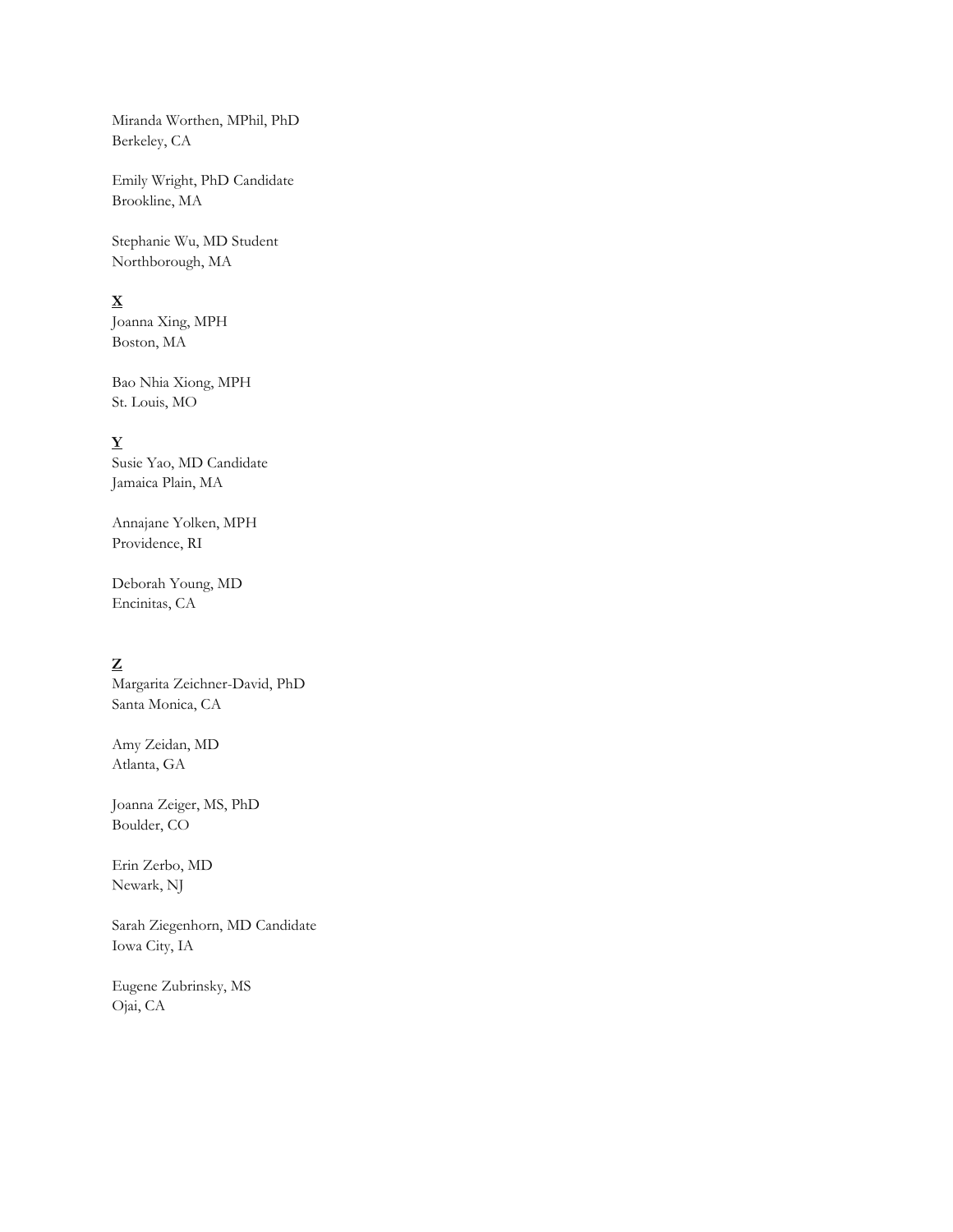Miranda Worthen, MPhil, PhD
Berkeley, CA

Emily Wright, PhD Candidate
Brookline, MA

Stephanie Wu, MD Student
Northborough, MA

**X**

Joanna Xing, MPH
Boston, MA

Bao Nhia Xiong, MPH
St. Louis, MO

**Y**

Susie Yao, MD Candidate
Jamaica Plain, MA

Annajane Yolken, MPH
Providence, RI

Deborah Young, MD
Encinitas, CA

**Z**

Margarita Zeichner-David, PhD
Santa Monica, CA

Amy Zeidan, MD
Atlanta, GA

Joanna Zeiger, MS, PhD
Boulder, CO

Erin Zerbo, MD
Newark, NJ

Sarah Ziegenhorn, MD Candidate
Iowa City, IA

Eugene Zubrinsky, MS
Ojai, CA